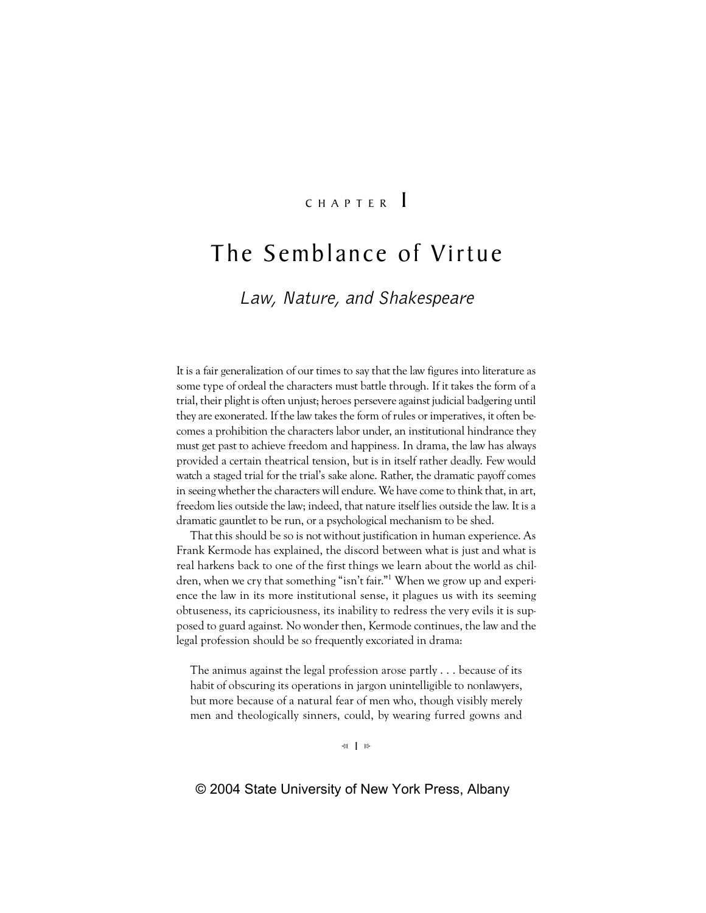# CHAPTER 1

# The Semblance of Virtue

## *Law, Nature, and Shakespeare*

It is a fair generalization of our times to say that the law figures into literature as some type of ordeal the characters must battle through. If it takes the form of a trial, their plight is often unjust; heroes persevere against judicial badgering until they are exonerated. If the law takes the form of rules or imperatives, it often becomes a prohibition the characters labor under, an institutional hindrance they must get past to achieve freedom and happiness. In drama, the law has always provided a certain theatrical tension, but is in itself rather deadly. Few would watch a staged trial for the trial's sake alone. Rather, the dramatic payoff comes in seeing whether the characters will endure. We have come to think that, in art, freedom lies outside the law; indeed, that nature itself lies outside the law. It is a dramatic gauntlet to be run, or a psychological mechanism to be shed.

That this should be so is not without justification in human experience. As Frank Kermode has explained, the discord between what is just and what is real harkens back to one of the first things we learn about the world as children, when we cry that something "isn't fair."[1] When we grow up and experience the law in its more institutional sense, it plagues us with its seeming obtuseness, its capriciousness, its inability to redress the very evils it is supposed to guard against. No wonder then, Kermode continues, the law and the legal profession should be so frequently excoriated in drama:

> The animus against the legal profession arose partly . . . because of its habit of obscuring its operations in jargon unintelligible to nonlawyers, but more because of a natural fear of men who, though visibly merely men and theologically sinners, could, by wearing furred gowns and

© 2004 State University of New York Press, Albany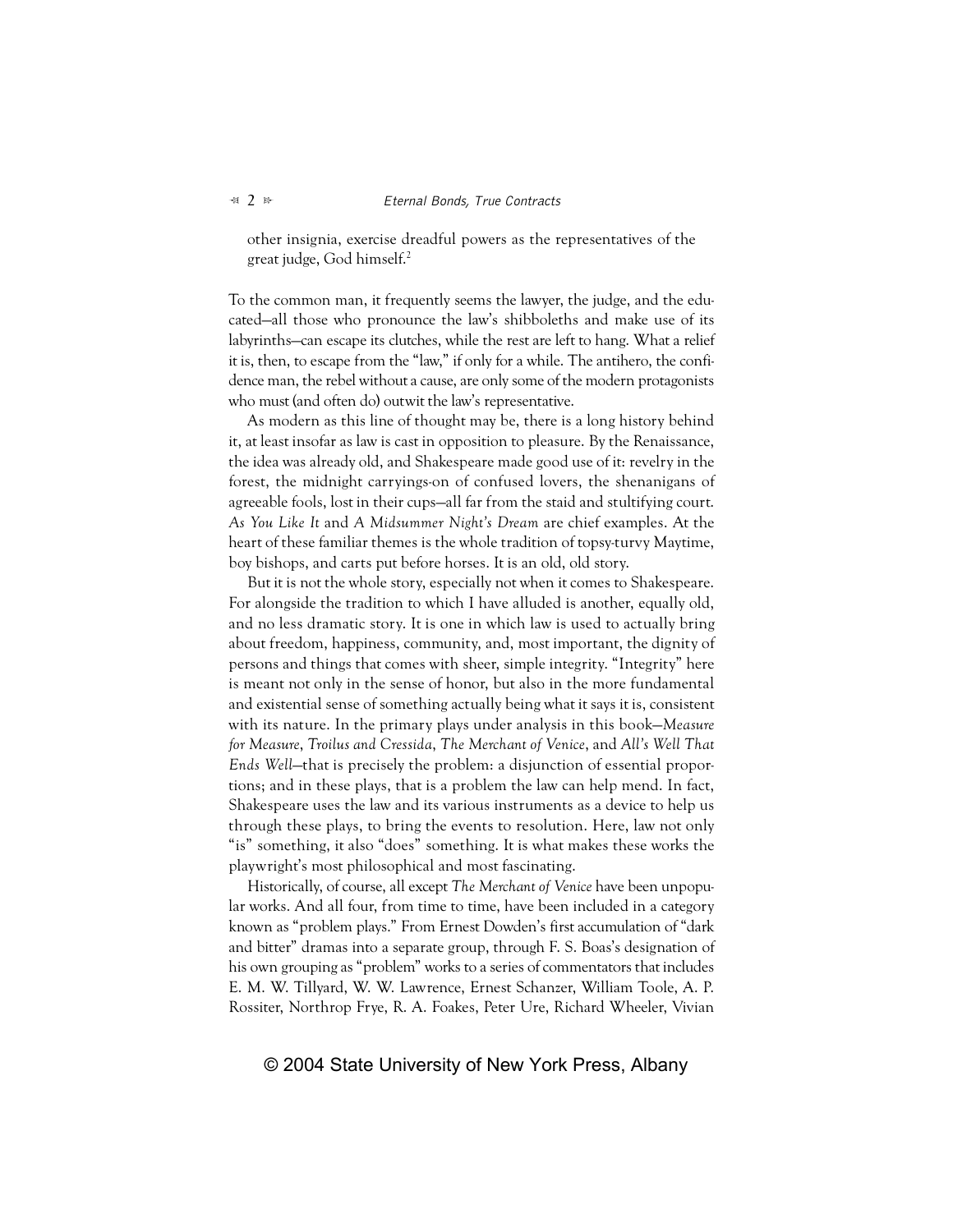other insignia, exercise dreadful powers as the representatives of the great judge, God himself.[2]

To the common man, it frequently seems the lawyer, the judge, and the educated—all those who pronounce the law's shibboleths and make use of its labyrinths—can escape its clutches, while the rest are left to hang. What a relief it is, then, to escape from the "law," if only for a while. The antihero, the confidence man, the rebel without a cause, are only some of the modern protagonists who must (and often do) outwit the law's representative.

As modern as this line of thought may be, there is a long history behind it, at least insofar as law is cast in opposition to pleasure. By the Renaissance, the idea was already old, and Shakespeare made good use of it: revelry in the forest, the midnight carryings-on of confused lovers, the shenanigans of agreeable fools, lost in their cups—all far from the staid and stultifying court. *As You Like It* and *A Midsummer Night's Dream* are chief examples. At the heart of these familiar themes is the whole tradition of topsy-turvy Maytime, boy bishops, and carts put before horses. It is an old, old story.

But it is not the whole story, especially not when it comes to Shakespeare. For alongside the tradition to which I have alluded is another, equally old, and no less dramatic story. It is one in which law is used to actually bring about freedom, happiness, community, and, most important, the dignity of persons and things that comes with sheer, simple integrity. "Integrity" here is meant not only in the sense of honor, but also in the more fundamental and existential sense of something actually being what it says it is, consistent with its nature. In the primary plays under analysis in this book—*Measure for Measure*, *Troilus and Cressida*, *The Merchant of Venice*, and *All's Well That Ends Well*—that is precisely the problem: a disjunction of essential proportions; and in these plays, that is a problem the law can help mend. In fact, Shakespeare uses the law and its various instruments as a device to help us through these plays, to bring the events to resolution. Here, law not only "is" something, it also "does" something. It is what makes these works the playwright's most philosophical and most fascinating.

Historically, of course, all except *The Merchant of Venice* have been unpopular works. And all four, from time to time, have been included in a category known as "problem plays." From Ernest Dowden's first accumulation of "dark and bitter" dramas into a separate group, through F. S. Boas's designation of his own grouping as "problem" works to a series of commentators that includes E. M. W. Tillyard, W. W. Lawrence, Ernest Schanzer, William Toole, A. P. Rossiter, Northrop Frye, R. A. Foakes, Peter Ure, Richard Wheeler, Vivian

© 2004 State University of New York Press, Albany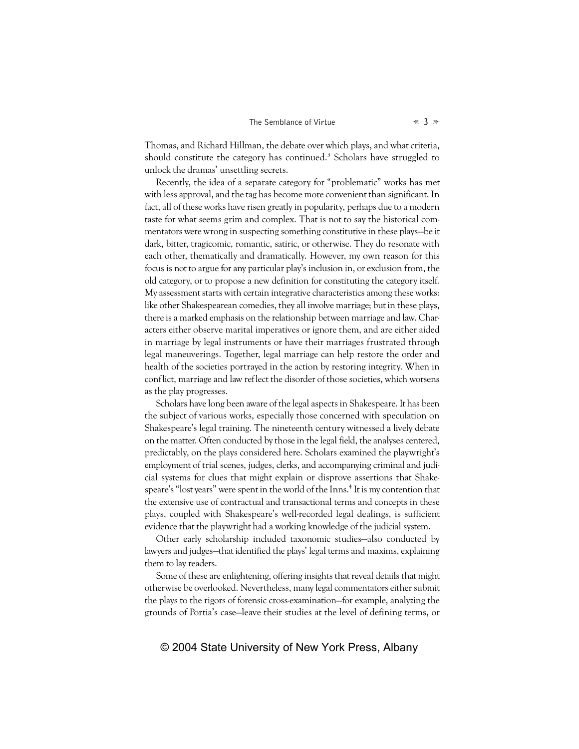Thomas, and Richard Hillman, the debate over which plays, and what criteria, should constitute the category has continued.[3] Scholars have struggled to unlock the dramas' unsettling secrets.

Recently, the idea of a separate category for "problematic" works has met with less approval, and the tag has become more convenient than significant. In fact, all of these works have risen greatly in popularity, perhaps due to a modern taste for what seems grim and complex. That is not to say the historical commentators were wrong in suspecting something constitutive in these plays—be it dark, bitter, tragicomic, romantic, satiric, or otherwise. They do resonate with each other, thematically and dramatically. However, my own reason for this focus is not to argue for any particular play's inclusion in, or exclusion from, the old category, or to propose a new definition for constituting the category itself. My assessment starts with certain integrative characteristics among these works: like other Shakespearean comedies, they all involve marriage; but in these plays, there is a marked emphasis on the relationship between marriage and law. Characters either observe marital imperatives or ignore them, and are either aided in marriage by legal instruments or have their marriages frustrated through legal maneuverings. Together, legal marriage can help restore the order and health of the societies portrayed in the action by restoring integrity. When in conflict, marriage and law reflect the disorder of those societies, which worsens as the play progresses.

Scholars have long been aware of the legal aspects in Shakespeare. It has been the subject of various works, especially those concerned with speculation on Shakespeare's legal training. The nineteenth century witnessed a lively debate on the matter. Often conducted by those in the legal field, the analyses centered, predictably, on the plays considered here. Scholars examined the playwright's employment of trial scenes, judges, clerks, and accompanying criminal and judicial systems for clues that might explain or disprove assertions that Shakespeare's "lost years" were spent in the world of the Inns.[4] It is my contention that the extensive use of contractual and transactional terms and concepts in these plays, coupled with Shakespeare's well-recorded legal dealings, is sufficient evidence that the playwright had a working knowledge of the judicial system.

Other early scholarship included taxonomic studies—also conducted by lawyers and judges—that identified the plays' legal terms and maxims, explaining them to lay readers.

Some of these are enlightening, offering insights that reveal details that might otherwise be overlooked. Nevertheless, many legal commentators either submit the plays to the rigors of forensic cross-examination—for example, analyzing the grounds of Portia's case—leave their studies at the level of defining terms, or

© 2004 State University of New York Press, Albany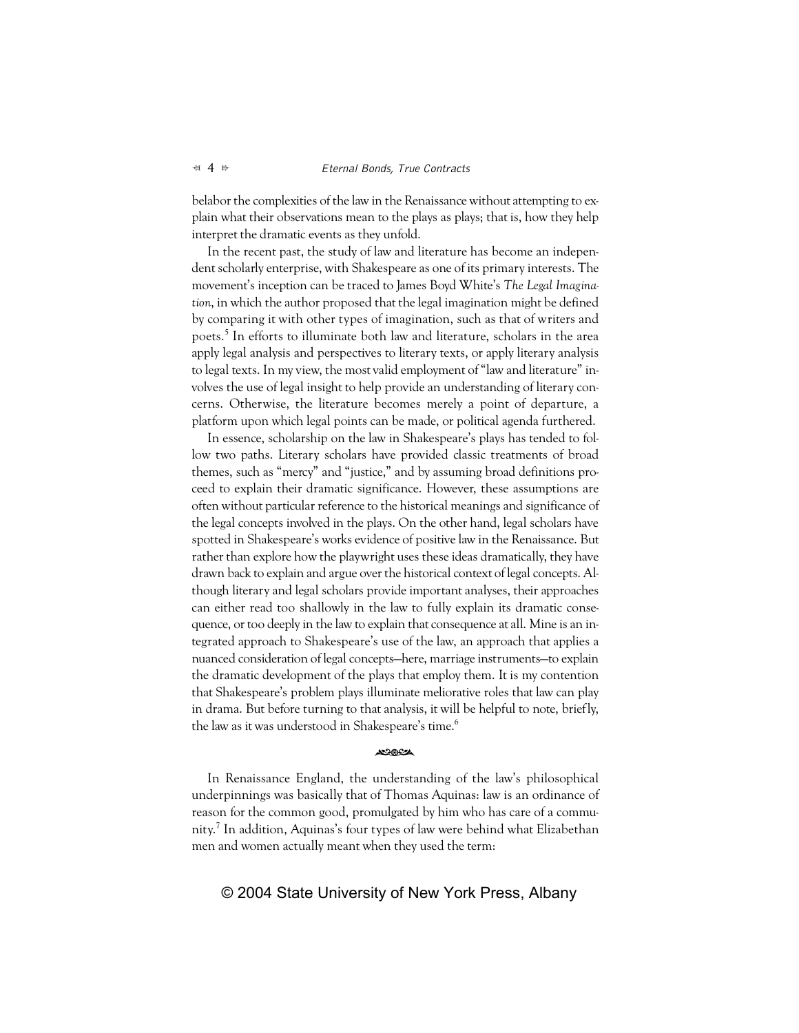belabor the complexities of the law in the Renaissance without attempting to explain what their observations mean to the plays as plays; that is, how they help interpret the dramatic events as they unfold.

In the recent past, the study of law and literature has become an independent scholarly enterprise, with Shakespeare as one of its primary interests. The movement's inception can be traced to James Boyd White's *The Legal Imagination*, in which the author proposed that the legal imagination might be defined by comparing it with other types of imagination, such as that of writers and poets.[5] In efforts to illuminate both law and literature, scholars in the area apply legal analysis and perspectives to literary texts, or apply literary analysis to legal texts. In my view, the most valid employment of "law and literature" involves the use of legal insight to help provide an understanding of literary concerns. Otherwise, the literature becomes merely a point of departure, a platform upon which legal points can be made, or political agenda furthered.

In essence, scholarship on the law in Shakespeare's plays has tended to follow two paths. Literary scholars have provided classic treatments of broad themes, such as "mercy" and "justice," and by assuming broad definitions proceed to explain their dramatic significance. However, these assumptions are often without particular reference to the historical meanings and significance of the legal concepts involved in the plays. On the other hand, legal scholars have spotted in Shakespeare's works evidence of positive law in the Renaissance. But rather than explore how the playwright uses these ideas dramatically, they have drawn back to explain and argue over the historical context of legal concepts. Although literary and legal scholars provide important analyses, their approaches can either read too shallowly in the law to fully explain its dramatic consequence, or too deeply in the law to explain that consequence at all. Mine is an integrated approach to Shakespeare's use of the law, an approach that applies a nuanced consideration of legal concepts—here, marriage instruments—to explain the dramatic development of the plays that employ them. It is my contention that Shakespeare's problem plays illuminate meliorative roles that law can play in drama. But before turning to that analysis, it will be helpful to note, briefly, the law as it was understood in Shakespeare's time.[6]

In Renaissance England, the understanding of the law's philosophical underpinnings was basically that of Thomas Aquinas: law is an ordinance of reason for the common good, promulgated by him who has care of a community.[7] In addition, Aquinas's four types of law were behind what Elizabethan men and women actually meant when they used the term:

© 2004 State University of New York Press, Albany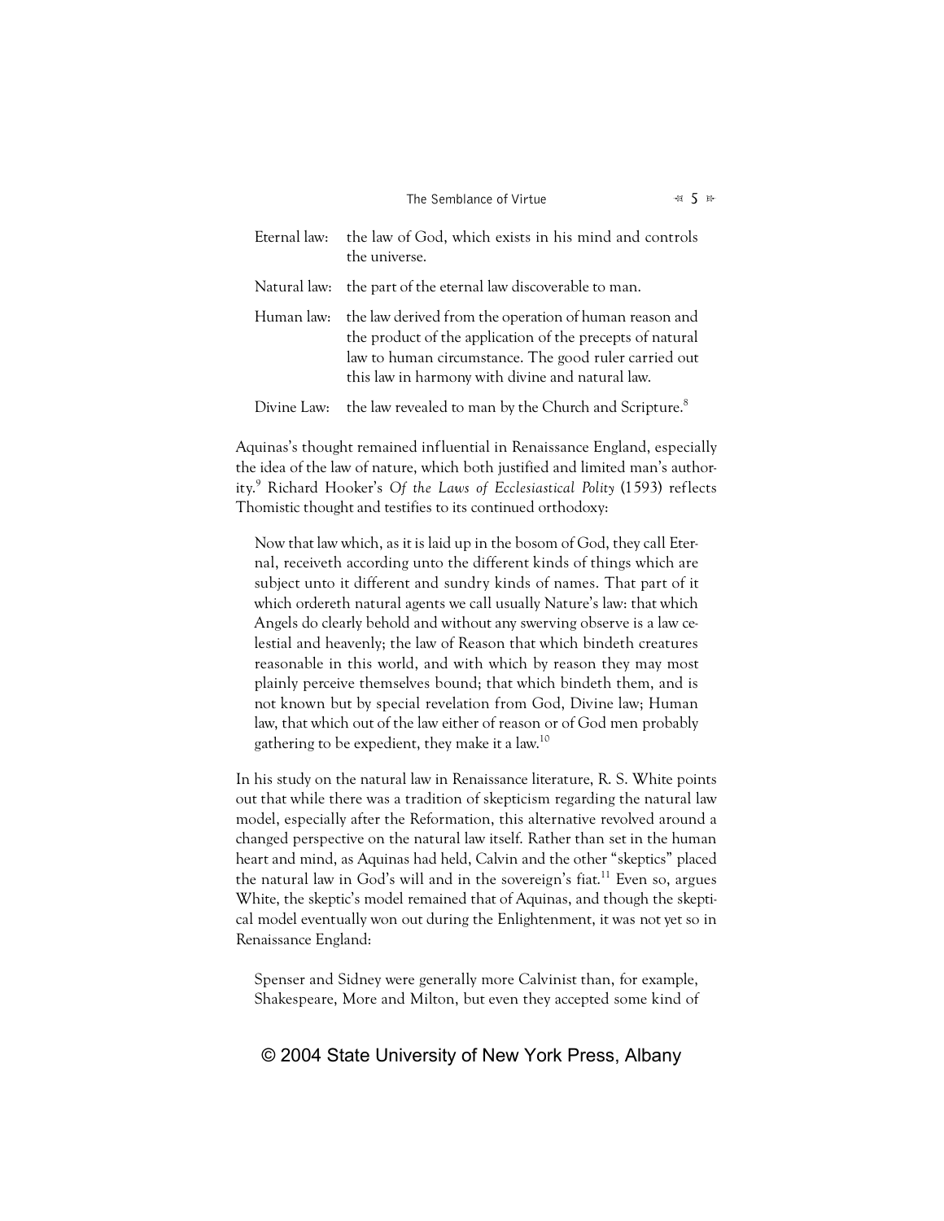| | |
|---|---|
| Eternal law: | the law of God, which exists in his mind and controls the universe. |
| Natural law: | the part of the eternal law discoverable to man. |
| Human law: | the law derived from the operation of human reason and the product of the application of the precepts of natural law to human circumstance. The good ruler carried out this law in harmony with divine and natural law. |
| Divine Law: | the law revealed to man by the Church and Scripture.[8] |

Aquinas's thought remained influential in Renaissance England, especially the idea of the law of nature, which both justified and limited man's authority.[9] Richard Hooker's *Of the Laws of Ecclesiastical Polity* (1593) reflects Thomistic thought and testifies to its continued orthodoxy:

> Now that law which, as it is laid up in the bosom of God, they call Eternal, receiveth according unto the different kinds of things which are subject unto it different and sundry kinds of names. That part of it which ordereth natural agents we call usually Nature's law: that which Angels do clearly behold and without any swerving observe is a law celestial and heavenly; the law of Reason that which bindeth creatures reasonable in this world, and with which by reason they may most plainly perceive themselves bound; that which bindeth them, and is not known but by special revelation from God, Divine law; Human law, that which out of the law either of reason or of God men probably gathering to be expedient, they make it a law.[10]

In his study on the natural law in Renaissance literature, R. S. White points out that while there was a tradition of skepticism regarding the natural law model, especially after the Reformation, this alternative revolved around a changed perspective on the natural law itself. Rather than set in the human heart and mind, as Aquinas had held, Calvin and the other "skeptics" placed the natural law in God's will and in the sovereign's fiat.[11] Even so, argues White, the skeptic's model remained that of Aquinas, and though the skeptical model eventually won out during the Enlightenment, it was not yet so in Renaissance England:

> Spenser and Sidney were generally more Calvinist than, for example, Shakespeare, More and Milton, but even they accepted some kind of

© 2004 State University of New York Press, Albany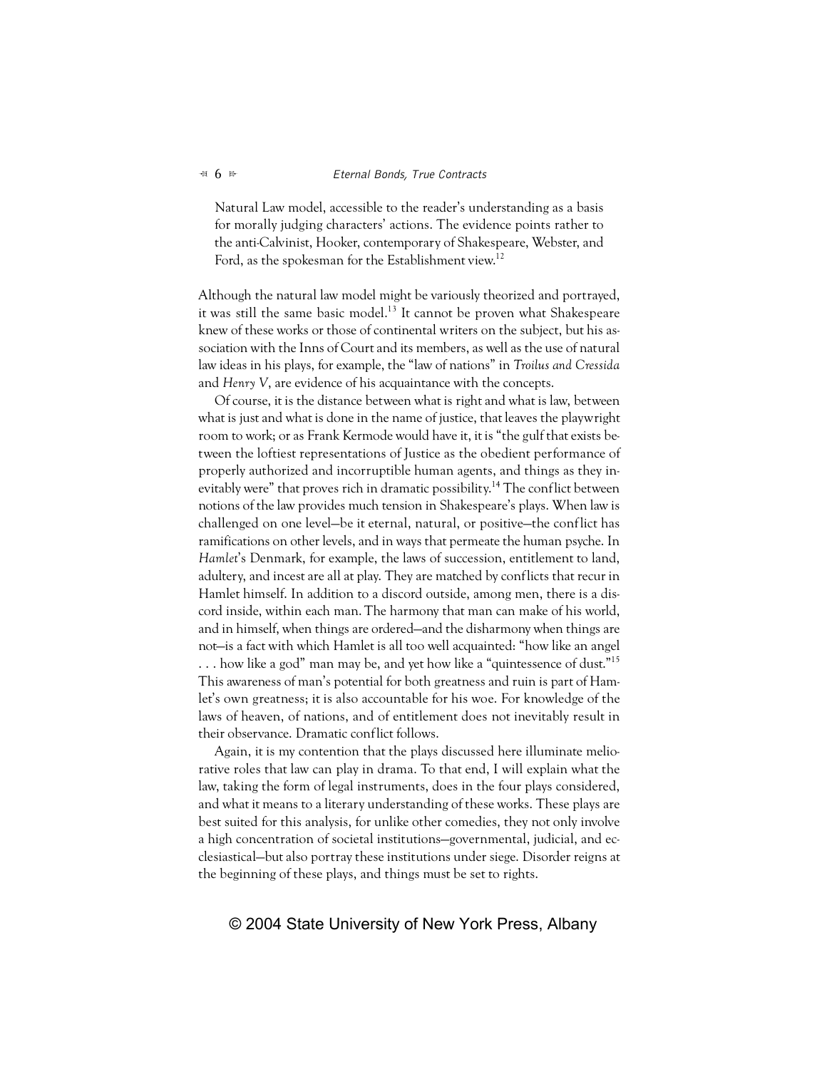> Natural Law model, accessible to the reader's understanding as a basis for morally judging characters' actions. The evidence points rather to the anti-Calvinist, Hooker, contemporary of Shakespeare, Webster, and Ford, as the spokesman for the Establishment view.[12]

Although the natural law model might be variously theorized and portrayed, it was still the same basic model.[13] It cannot be proven what Shakespeare knew of these works or those of continental writers on the subject, but his association with the Inns of Court and its members, as well as the use of natural law ideas in his plays, for example, the "law of nations" in *Troilus and Cressida* and *Henry V*, are evidence of his acquaintance with the concepts.

Of course, it is the distance between what is right and what is law, between what is just and what is done in the name of justice, that leaves the playwright room to work; or as Frank Kermode would have it, it is "the gulf that exists between the loftiest representations of Justice as the obedient performance of properly authorized and incorruptible human agents, and things as they inevitably were" that proves rich in dramatic possibility.[14] The conflict between notions of the law provides much tension in Shakespeare's plays. When law is challenged on one level—be it eternal, natural, or positive—the conflict has ramifications on other levels, and in ways that permeate the human psyche. In *Hamlet*'s Denmark, for example, the laws of succession, entitlement to land, adultery, and incest are all at play. They are matched by conflicts that recur in Hamlet himself. In addition to a discord outside, among men, there is a discord inside, within each man. The harmony that man can make of his world, and in himself, when things are ordered—and the disharmony when things are not—is a fact with which Hamlet is all too well acquainted: "how like an angel . . . how like a god" man may be, and yet how like a "quintessence of dust."[15] This awareness of man's potential for both greatness and ruin is part of Hamlet's own greatness; it is also accountable for his woe. For knowledge of the laws of heaven, of nations, and of entitlement does not inevitably result in their observance. Dramatic conflict follows.

Again, it is my contention that the plays discussed here illuminate meliorative roles that law can play in drama. To that end, I will explain what the law, taking the form of legal instruments, does in the four plays considered, and what it means to a literary understanding of these works. These plays are best suited for this analysis, for unlike other comedies, they not only involve a high concentration of societal institutions—governmental, judicial, and ecclesiastical—but also portray these institutions under siege. Disorder reigns at the beginning of these plays, and things must be set to rights.

© 2004 State University of New York Press, Albany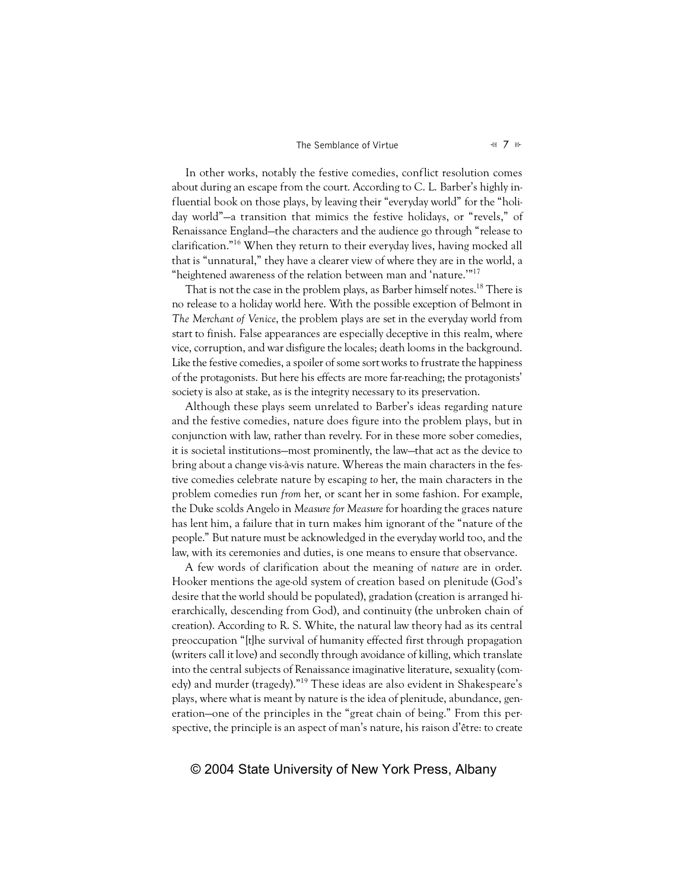In other works, notably the festive comedies, conflict resolution comes about during an escape from the court. According to C. L. Barber's highly influential book on those plays, by leaving their "everyday world" for the "holiday world"—a transition that mimics the festive holidays, or "revels," of Renaissance England—the characters and the audience go through "release to clarification."[16] When they return to their everyday lives, having mocked all that is "unnatural," they have a clearer view of where they are in the world, a "heightened awareness of the relation between man and 'nature.'"[17]

That is not the case in the problem plays, as Barber himself notes.[18] There is no release to a holiday world here. With the possible exception of Belmont in *The Merchant of Venice*, the problem plays are set in the everyday world from start to finish. False appearances are especially deceptive in this realm, where vice, corruption, and war disfigure the locales; death looms in the background. Like the festive comedies, a spoiler of some sort works to frustrate the happiness of the protagonists. But here his effects are more far-reaching; the protagonists' society is also at stake, as is the integrity necessary to its preservation.

Although these plays seem unrelated to Barber's ideas regarding nature and the festive comedies, nature does figure into the problem plays, but in conjunction with law, rather than revelry. For in these more sober comedies, it is societal institutions—most prominently, the law—that act as the device to bring about a change vis-à-vis nature. Whereas the main characters in the festive comedies celebrate nature by escaping *to* her, the main characters in the problem comedies run *from* her, or scant her in some fashion. For example, the Duke scolds Angelo in *Measure for Measure* for hoarding the graces nature has lent him, a failure that in turn makes him ignorant of the "nature of the people." But nature must be acknowledged in the everyday world too, and the law, with its ceremonies and duties, is one means to ensure that observance.

A few words of clarification about the meaning of *nature* are in order. Hooker mentions the age-old system of creation based on plenitude (God's desire that the world should be populated), gradation (creation is arranged hierarchically, descending from God), and continuity (the unbroken chain of creation). According to R. S. White, the natural law theory had as its central preoccupation "[t]he survival of humanity effected first through propagation (writers call it love) and secondly through avoidance of killing, which translate into the central subjects of Renaissance imaginative literature, sexuality (comedy) and murder (tragedy)."[19] These ideas are also evident in Shakespeare's plays, where what is meant by nature is the idea of plenitude, abundance, generation—one of the principles in the "great chain of being." From this perspective, the principle is an aspect of man's nature, his raison d'être: to create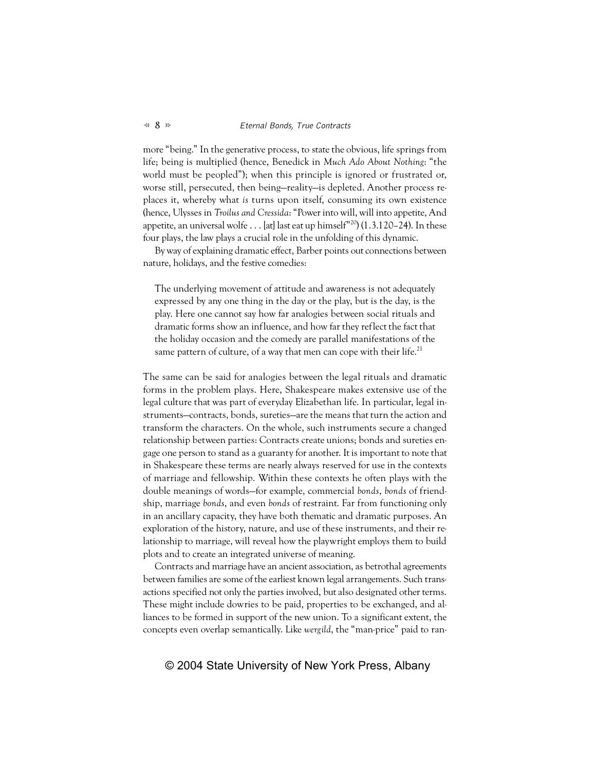more "being." In the generative process, to state the obvious, life springs from life; being is multiplied (hence, Benedick in *Much Ado About Nothing*: "the world must be peopled"); when this principle is ignored or frustrated or, worse still, persecuted, then being—reality—is depleted. Another process replaces it, whereby what *is* turns upon itself, consuming its own existence (hence, Ulysses in *Troilus and Cressida*: "Power into will, will into appetite, And appetite, an universal wolfe . . . [at] last eat up himself"[20]) (1.3.120–24). In these four plays, the law plays a crucial role in the unfolding of this dynamic.

By way of explaining dramatic effect, Barber points out connections between nature, holidays, and the festive comedies:

> The underlying movement of attitude and awareness is not adequately expressed by any one thing in the day or the play, but is the day, is the play. Here one cannot say how far analogies between social rituals and dramatic forms show an influence, and how far they reflect the fact that the holiday occasion and the comedy are parallel manifestations of the same pattern of culture, of a way that men can cope with their life.[21]

The same can be said for analogies between the legal rituals and dramatic forms in the problem plays. Here, Shakespeare makes extensive use of the legal culture that was part of everyday Elizabethan life. In particular, legal instruments—contracts, bonds, sureties—are the means that turn the action and transform the characters. On the whole, such instruments secure a changed relationship between parties: Contracts create unions; bonds and sureties engage one person to stand as a guaranty for another. It is important to note that in Shakespeare these terms are nearly always reserved for use in the contexts of marriage and fellowship. Within these contexts he often plays with the double meanings of words—for example, commercial *bonds*, *bonds* of friendship, marriage *bonds*, and even *bonds* of restraint. Far from functioning only in an ancillary capacity, they have both thematic and dramatic purposes. An exploration of the history, nature, and use of these instruments, and their relationship to marriage, will reveal how the playwright employs them to build plots and to create an integrated universe of meaning.

Contracts and marriage have an ancient association, as betrothal agreements between families are some of the earliest known legal arrangements. Such transactions specified not only the parties involved, but also designated other terms. These might include dowries to be paid, properties to be exchanged, and alliances to be formed in support of the new union. To a significant extent, the concepts even overlap semantically. Like *wergild*, the "man-price" paid to ran-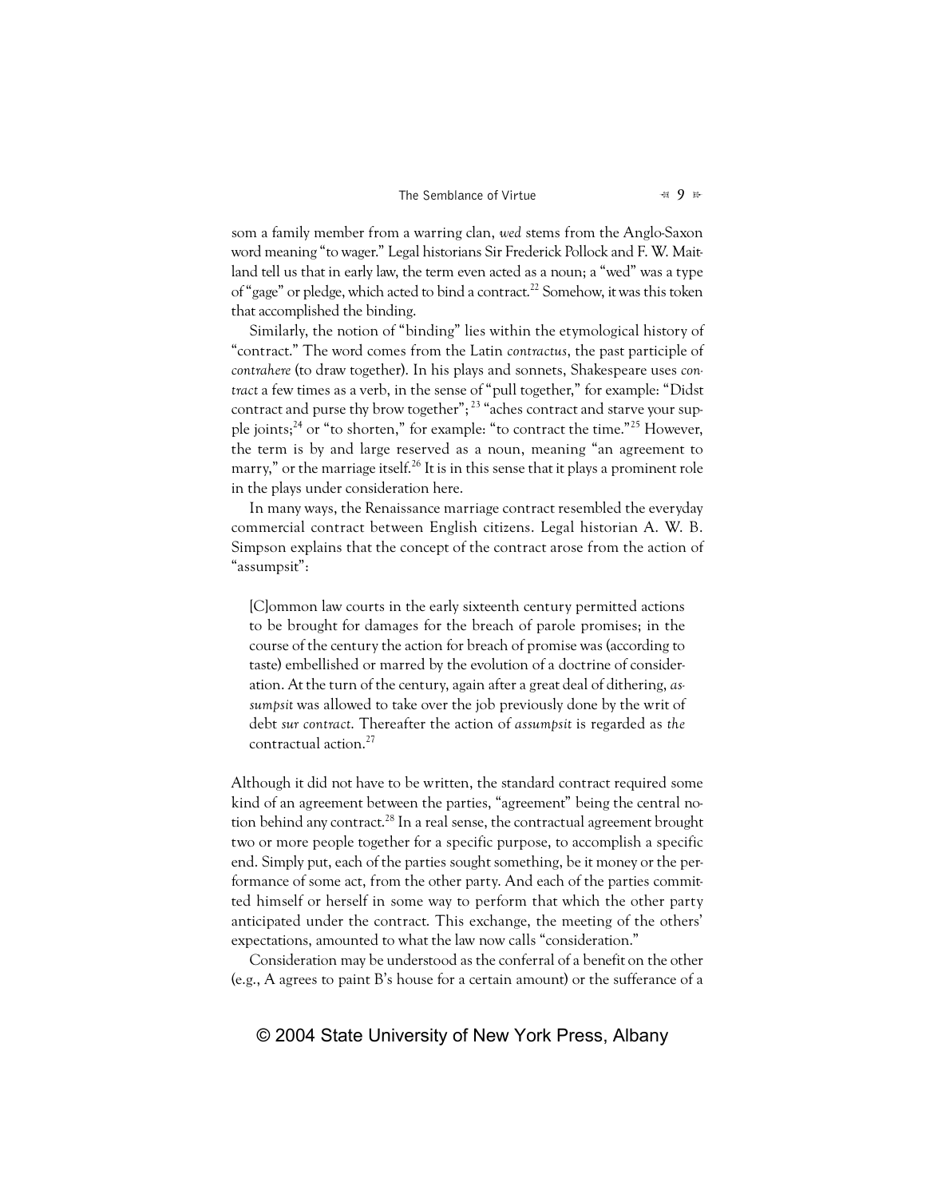som a family member from a warring clan, *wed* stems from the Anglo-Saxon word meaning "to wager." Legal historians Sir Frederick Pollock and F. W. Maitland tell us that in early law, the term even acted as a noun; a "wed" was a type of "gage" or pledge, which acted to bind a contract.[22] Somehow, it was this token that accomplished the binding.

Similarly, the notion of "binding" lies within the etymological history of "contract." The word comes from the Latin *contractus*, the past participle of *contrahere* (to draw together). In his plays and sonnets, Shakespeare uses *contract* a few times as a verb, in the sense of "pull together," for example: "Didst contract and purse thy brow together";[23] "aches contract and starve your supple joints;[24] or "to shorten," for example: "to contract the time."[25] However, the term is by and large reserved as a noun, meaning "an agreement to marry," or the marriage itself.[26] It is in this sense that it plays a prominent role in the plays under consideration here.

In many ways, the Renaissance marriage contract resembled the everyday commercial contract between English citizens. Legal historian A. W. B. Simpson explains that the concept of the contract arose from the action of "assumpsit":

> [C]ommon law courts in the early sixteenth century permitted actions to be brought for damages for the breach of parole promises; in the course of the century the action for breach of promise was (according to taste) embellished or marred by the evolution of a doctrine of consideration. At the turn of the century, again after a great deal of dithering, *assumpsit* was allowed to take over the job previously done by the writ of debt *sur contract*. Thereafter the action of *assumpsit* is regarded as *the* contractual action.[27]

Although it did not have to be written, the standard contract required some kind of an agreement between the parties, "agreement" being the central notion behind any contract.[28] In a real sense, the contractual agreement brought two or more people together for a specific purpose, to accomplish a specific end. Simply put, each of the parties sought something, be it money or the performance of some act, from the other party. And each of the parties committed himself or herself in some way to perform that which the other party anticipated under the contract. This exchange, the meeting of the others' expectations, amounted to what the law now calls "consideration."

Consideration may be understood as the conferral of a benefit on the other (e.g., A agrees to paint B's house for a certain amount) or the sufferance of a

© 2004 State University of New York Press, Albany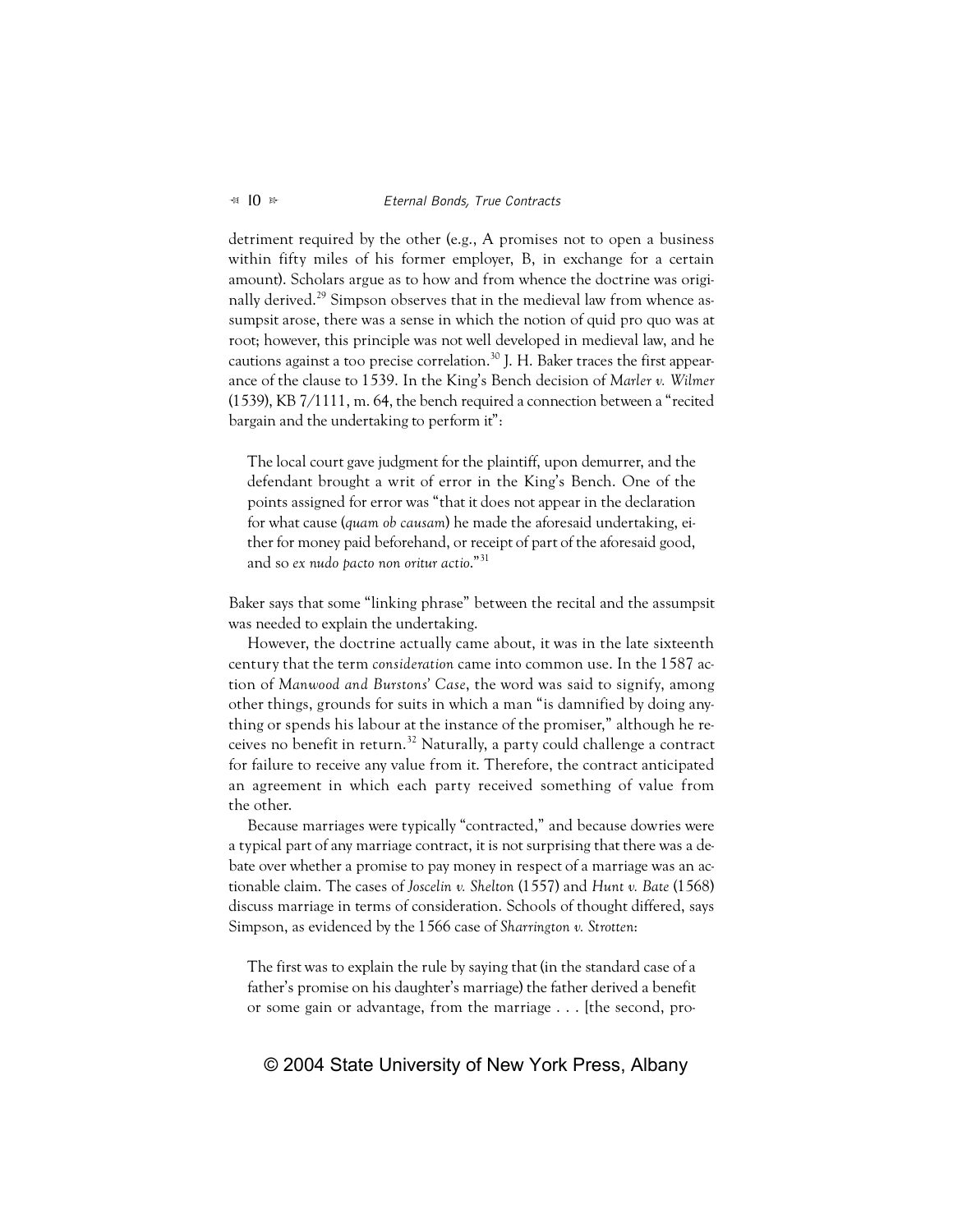detriment required by the other (e.g., A promises not to open a business within fifty miles of his former employer, B, in exchange for a certain amount). Scholars argue as to how and from whence the doctrine was originally derived.[29] Simpson observes that in the medieval law from whence assumpsit arose, there was a sense in which the notion of quid pro quo was at root; however, this principle was not well developed in medieval law, and he cautions against a too precise correlation.[30] J. H. Baker traces the first appearance of the clause to 1539. In the King's Bench decision of *Marler v. Wilmer* (1539), KB 7/1111, m. 64, the bench required a connection between a "recited bargain and the undertaking to perform it":

> The local court gave judgment for the plaintiff, upon demurrer, and the defendant brought a writ of error in the King's Bench. One of the points assigned for error was "that it does not appear in the declaration for what cause (*quam ob causam*) he made the aforesaid undertaking, either for money paid beforehand, or receipt of part of the aforesaid good, and so *ex nudo pacto non oritur actio*."[31]

Baker says that some "linking phrase" between the recital and the assumpsit was needed to explain the undertaking.

However, the doctrine actually came about, it was in the late sixteenth century that the term *consideration* came into common use. In the 1587 action of *Manwood and Burstons' Case*, the word was said to signify, among other things, grounds for suits in which a man "is damnified by doing anything or spends his labour at the instance of the promiser," although he receives no benefit in return.[32] Naturally, a party could challenge a contract for failure to receive any value from it. Therefore, the contract anticipated an agreement in which each party received something of value from the other.

Because marriages were typically "contracted," and because dowries were a typical part of any marriage contract, it is not surprising that there was a debate over whether a promise to pay money in respect of a marriage was an actionable claim. The cases of *Joscelin v. Shelton* (1557) and *Hunt v. Bate* (1568) discuss marriage in terms of consideration. Schools of thought differed, says Simpson, as evidenced by the 1566 case of *Sharrington v. Strotten*:

> The first was to explain the rule by saying that (in the standard case of a father's promise on his daughter's marriage) the father derived a benefit or some gain or advantage, from the marriage . . . [the second, pro-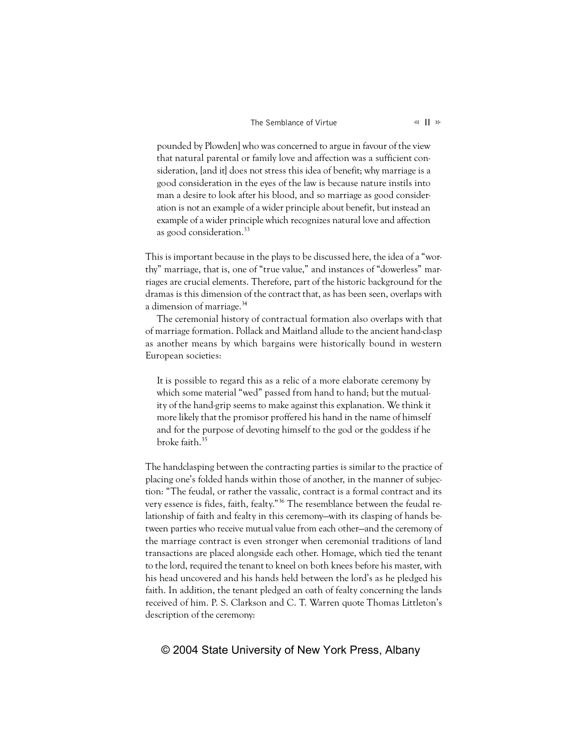> pounded by Plowden] who was concerned to argue in favour of the view that natural parental or family love and affection was a sufficient consideration, [and it] does not stress this idea of benefit; why marriage is a good consideration in the eyes of the law is because nature instils into man a desire to look after his blood, and so marriage as good consideration is not an example of a wider principle about benefit, but instead an example of a wider principle which recognizes natural love and affection as good consideration.[33]

This is important because in the plays to be discussed here, the idea of a "worthy" marriage, that is, one of "true value," and instances of "dowerless" marriages are crucial elements. Therefore, part of the historic background for the dramas is this dimension of the contract that, as has been seen, overlaps with a dimension of marriage.[34]

The ceremonial history of contractual formation also overlaps with that of marriage formation. Pollack and Maitland allude to the ancient hand-clasp as another means by which bargains were historically bound in western European societies:

> It is possible to regard this as a relic of a more elaborate ceremony by which some material "wed" passed from hand to hand; but the mutuality of the hand-grip seems to make against this explanation. We think it more likely that the promisor proffered his hand in the name of himself and for the purpose of devoting himself to the god or the goddess if he broke faith.[35]

The handclasping between the contracting parties is similar to the practice of placing one's folded hands within those of another, in the manner of subjection: "The feudal, or rather the vassalic, contract is a formal contract and its very essence is fides, faith, fealty."[36] The resemblance between the feudal relationship of faith and fealty in this ceremony—with its clasping of hands between parties who receive mutual value from each other—and the ceremony of the marriage contract is even stronger when ceremonial traditions of land transactions are placed alongside each other. Homage, which tied the tenant to the lord, required the tenant to kneel on both knees before his master, with his head uncovered and his hands held between the lord's as he pledged his faith. In addition, the tenant pledged an oath of fealty concerning the lands received of him. P. S. Clarkson and C. T. Warren quote Thomas Littleton's description of the ceremony: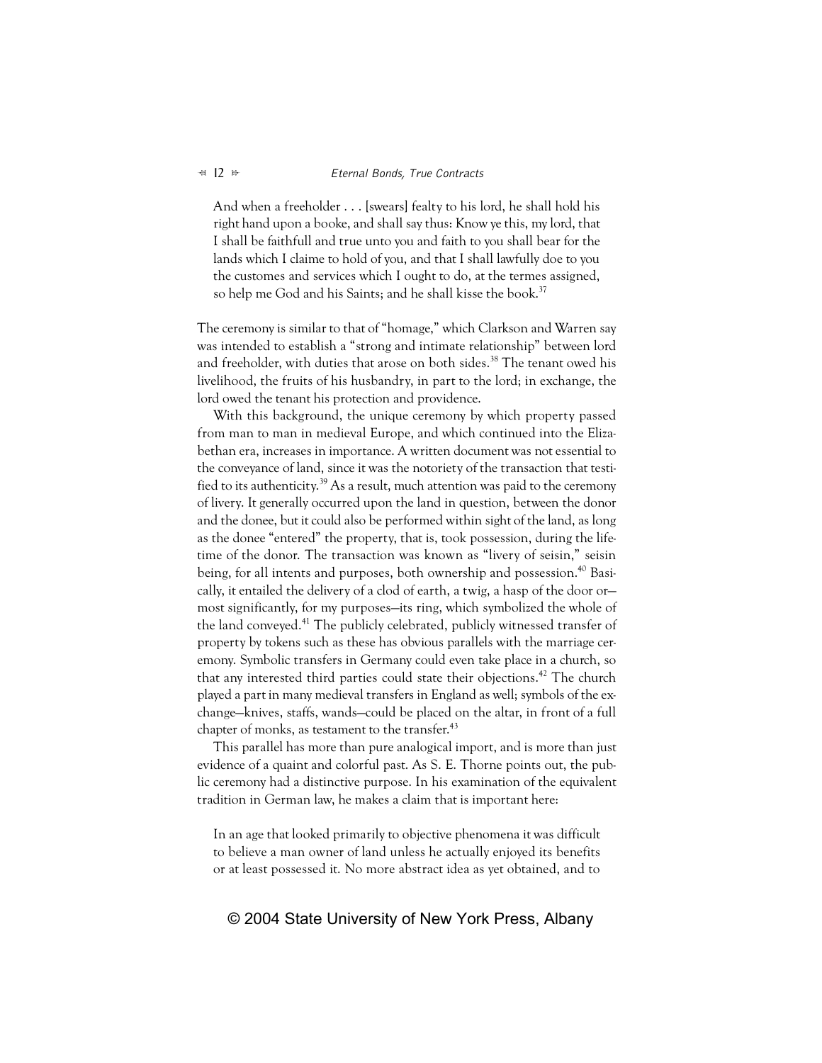> And when a freeholder . . . [swears] fealty to his lord, he shall hold his right hand upon a booke, and shall say thus: Know ye this, my lord, that I shall be faithfull and true unto you and faith to you shall bear for the lands which I claime to hold of you, and that I shall lawfully doe to you the customes and services which I ought to do, at the termes assigned, so help me God and his Saints; and he shall kisse the book.[37]

The ceremony is similar to that of "homage," which Clarkson and Warren say was intended to establish a "strong and intimate relationship" between lord and freeholder, with duties that arose on both sides.[38] The tenant owed his livelihood, the fruits of his husbandry, in part to the lord; in exchange, the lord owed the tenant his protection and providence.

With this background, the unique ceremony by which property passed from man to man in medieval Europe, and which continued into the Elizabethan era, increases in importance. A written document was not essential to the conveyance of land, since it was the notoriety of the transaction that testified to its authenticity.[39] As a result, much attention was paid to the ceremony of livery. It generally occurred upon the land in question, between the donor and the donee, but it could also be performed within sight of the land, as long as the donee "entered" the property, that is, took possession, during the lifetime of the donor. The transaction was known as "livery of seisin," seisin being, for all intents and purposes, both ownership and possession.[40] Basically, it entailed the delivery of a clod of earth, a twig, a hasp of the door or—most significantly, for my purposes—its ring, which symbolized the whole of the land conveyed.[41] The publicly celebrated, publicly witnessed transfer of property by tokens such as these has obvious parallels with the marriage ceremony. Symbolic transfers in Germany could even take place in a church, so that any interested third parties could state their objections.[42] The church played a part in many medieval transfers in England as well; symbols of the exchange—knives, staffs, wands—could be placed on the altar, in front of a full chapter of monks, as testament to the transfer.[43]

This parallel has more than pure analogical import, and is more than just evidence of a quaint and colorful past. As S. E. Thorne points out, the public ceremony had a distinctive purpose. In his examination of the equivalent tradition in German law, he makes a claim that is important here:

> In an age that looked primarily to objective phenomena it was difficult to believe a man owner of land unless he actually enjoyed its benefits or at least possessed it. No more abstract idea as yet obtained, and to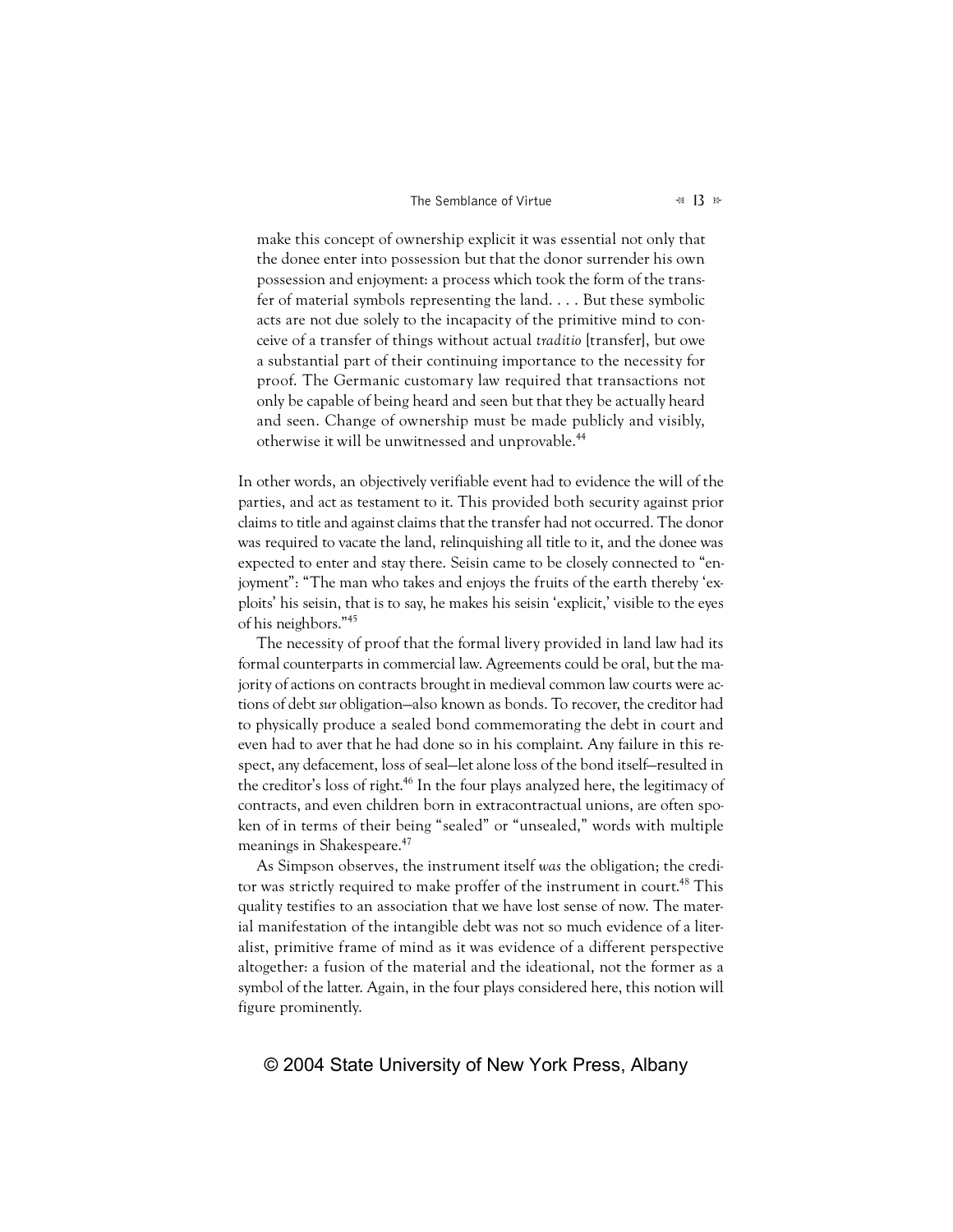> make this concept of ownership explicit it was essential not only that the donee enter into possession but that the donor surrender his own possession and enjoyment: a process which took the form of the transfer of material symbols representing the land. . . . But these symbolic acts are not due solely to the incapacity of the primitive mind to conceive of a transfer of things without actual *traditio* [transfer], but owe a substantial part of their continuing importance to the necessity for proof. The Germanic customary law required that transactions not only be capable of being heard and seen but that they be actually heard and seen. Change of ownership must be made publicly and visibly, otherwise it will be unwitnessed and unprovable.[44]

In other words, an objectively verifiable event had to evidence the will of the parties, and act as testament to it. This provided both security against prior claims to title and against claims that the transfer had not occurred. The donor was required to vacate the land, relinquishing all title to it, and the donee was expected to enter and stay there. Seisin came to be closely connected to "enjoyment": "The man who takes and enjoys the fruits of the earth thereby 'exploits' his seisin, that is to say, he makes his seisin 'explicit,' visible to the eyes of his neighbors."[45]

The necessity of proof that the formal livery provided in land law had its formal counterparts in commercial law. Agreements could be oral, but the majority of actions on contracts brought in medieval common law courts were actions of debt *sur* obligation—also known as bonds. To recover, the creditor had to physically produce a sealed bond commemorating the debt in court and even had to aver that he had done so in his complaint. Any failure in this respect, any defacement, loss of seal—let alone loss of the bond itself—resulted in the creditor's loss of right.[46] In the four plays analyzed here, the legitimacy of contracts, and even children born in extracontractual unions, are often spoken of in terms of their being "sealed" or "unsealed," words with multiple meanings in Shakespeare.[47]

As Simpson observes, the instrument itself *was* the obligation; the creditor was strictly required to make proffer of the instrument in court.[48] This quality testifies to an association that we have lost sense of now. The material manifestation of the intangible debt was not so much evidence of a literalist, primitive frame of mind as it was evidence of a different perspective altogether: a fusion of the material and the ideational, not the former as a symbol of the latter. Again, in the four plays considered here, this notion will figure prominently.

© 2004 State University of New York Press, Albany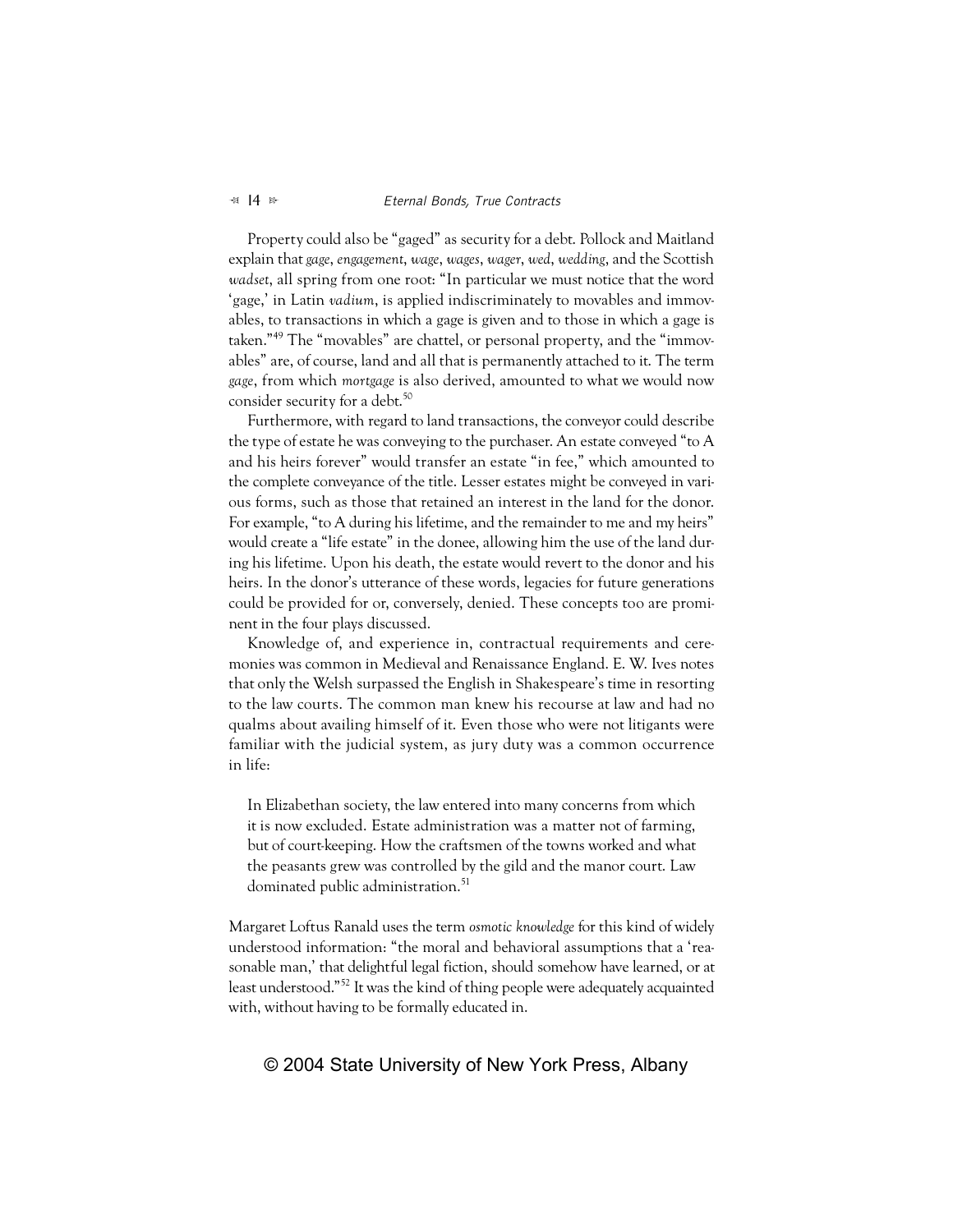Property could also be "gaged" as security for a debt. Pollock and Maitland explain that *gage*, *engagement*, *wage*, *wages*, *wager*, *wed*, *wedding*, and the Scottish *wadset*, all spring from one root: "In particular we must notice that the word 'gage,' in Latin *vadium*, is applied indiscriminately to movables and immovables, to transactions in which a gage is given and to those in which a gage is taken."[49] The "movables" are chattel, or personal property, and the "immovables" are, of course, land and all that is permanently attached to it. The term *gage*, from which *mortgage* is also derived, amounted to what we would now consider security for a debt.[50]

Furthermore, with regard to land transactions, the conveyor could describe the type of estate he was conveying to the purchaser. An estate conveyed "to A and his heirs forever" would transfer an estate "in fee," which amounted to the complete conveyance of the title. Lesser estates might be conveyed in various forms, such as those that retained an interest in the land for the donor. For example, "to A during his lifetime, and the remainder to me and my heirs" would create a "life estate" in the donee, allowing him the use of the land during his lifetime. Upon his death, the estate would revert to the donor and his heirs. In the donor's utterance of these words, legacies for future generations could be provided for or, conversely, denied. These concepts too are prominent in the four plays discussed.

Knowledge of, and experience in, contractual requirements and ceremonies was common in Medieval and Renaissance England. E. W. Ives notes that only the Welsh surpassed the English in Shakespeare's time in resorting to the law courts. The common man knew his recourse at law and had no qualms about availing himself of it. Even those who were not litigants were familiar with the judicial system, as jury duty was a common occurrence in life:

> In Elizabethan society, the law entered into many concerns from which it is now excluded. Estate administration was a matter not of farming, but of court-keeping. How the craftsmen of the towns worked and what the peasants grew was controlled by the gild and the manor court. Law dominated public administration.[51]

Margaret Loftus Ranald uses the term *osmotic knowledge* for this kind of widely understood information: "the moral and behavioral assumptions that a 'reasonable man,' that delightful legal fiction, should somehow have learned, or at least understood."[52] It was the kind of thing people were adequately acquainted with, without having to be formally educated in.

© 2004 State University of New York Press, Albany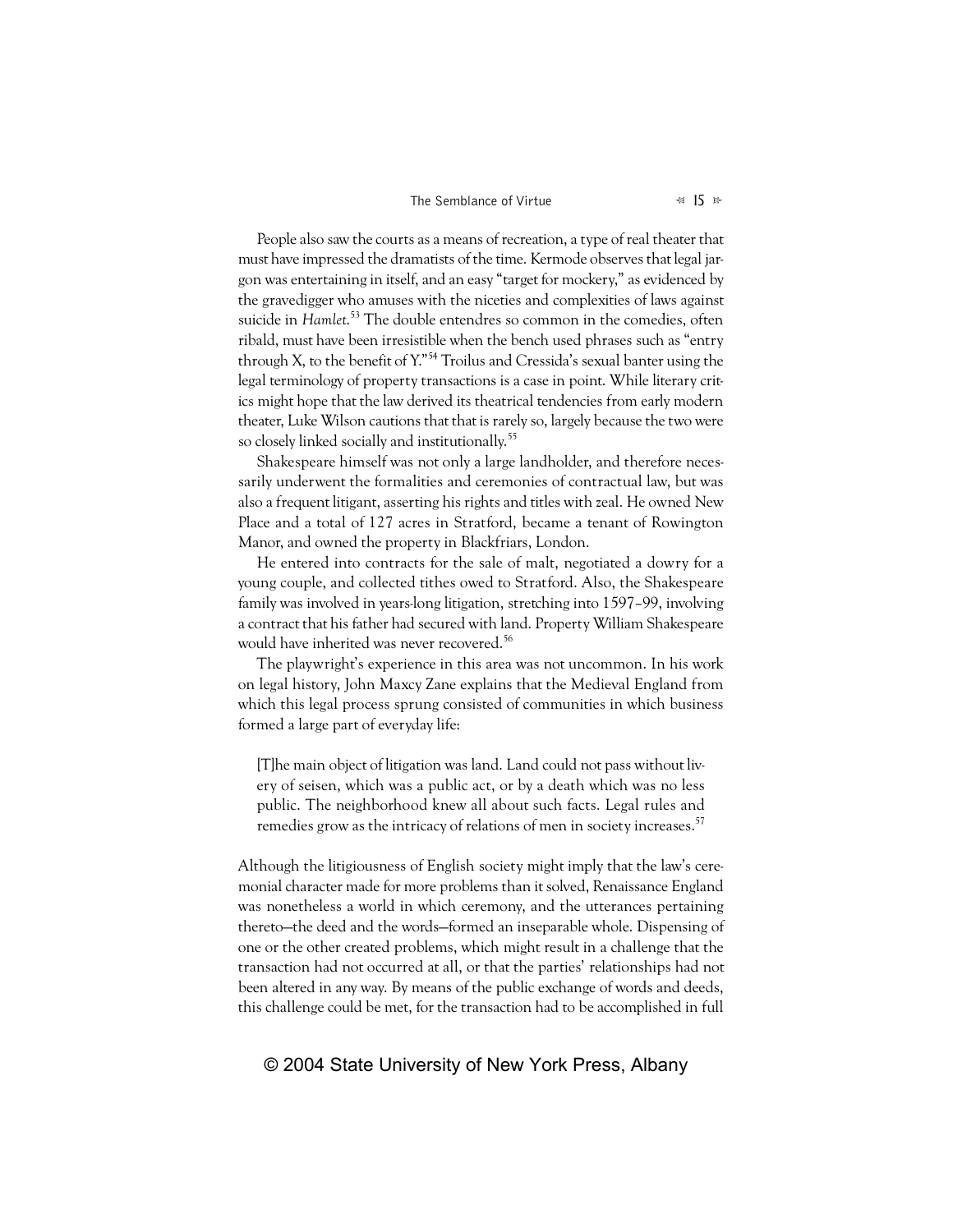People also saw the courts as a means of recreation, a type of real theater that must have impressed the dramatists of the time. Kermode observes that legal jargon was entertaining in itself, and an easy "target for mockery," as evidenced by the gravedigger who amuses with the niceties and complexities of laws against suicide in *Hamlet*.[53] The double entendres so common in the comedies, often ribald, must have been irresistible when the bench used phrases such as "entry through X, to the benefit of Y."[54] Troilus and Cressida's sexual banter using the legal terminology of property transactions is a case in point. While literary critics might hope that the law derived its theatrical tendencies from early modern theater, Luke Wilson cautions that that is rarely so, largely because the two were so closely linked socially and institutionally.[55]

Shakespeare himself was not only a large landholder, and therefore necessarily underwent the formalities and ceremonies of contractual law, but was also a frequent litigant, asserting his rights and titles with zeal. He owned New Place and a total of 127 acres in Stratford, became a tenant of Rowington Manor, and owned the property in Blackfriars, London.

He entered into contracts for the sale of malt, negotiated a dowry for a young couple, and collected tithes owed to Stratford. Also, the Shakespeare family was involved in years-long litigation, stretching into 1597–99, involving a contract that his father had secured with land. Property William Shakespeare would have inherited was never recovered.[56]

The playwright's experience in this area was not uncommon. In his work on legal history, John Maxcy Zane explains that the Medieval England from which this legal process sprung consisted of communities in which business formed a large part of everyday life:

> [T]he main object of litigation was land. Land could not pass without livery of seisen, which was a public act, or by a death which was no less public. The neighborhood knew all about such facts. Legal rules and remedies grow as the intricacy of relations of men in society increases.[57]

Although the litigiousness of English society might imply that the law's ceremonial character made for more problems than it solved, Renaissance England was nonetheless a world in which ceremony, and the utterances pertaining thereto—the deed and the words—formed an inseparable whole. Dispensing of one or the other created problems, which might result in a challenge that the transaction had not occurred at all, or that the parties' relationships had not been altered in any way. By means of the public exchange of words and deeds, this challenge could be met, for the transaction had to be accomplished in full

© 2004 State University of New York Press, Albany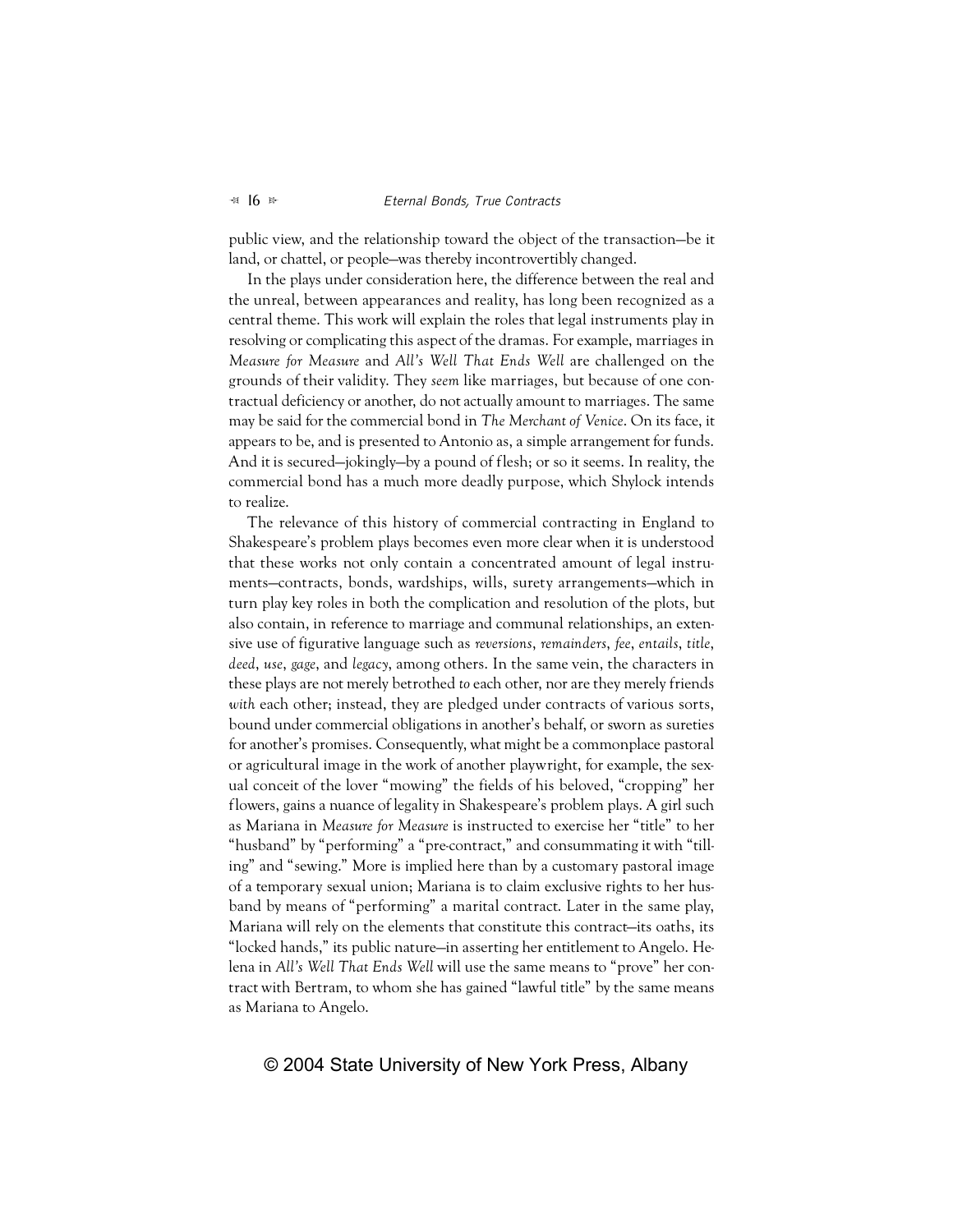public view, and the relationship toward the object of the transaction—be it land, or chattel, or people—was thereby incontrovertibly changed.

In the plays under consideration here, the difference between the real and the unreal, between appearances and reality, has long been recognized as a central theme. This work will explain the roles that legal instruments play in resolving or complicating this aspect of the dramas. For example, marriages in *Measure for Measure* and *All's Well That Ends Well* are challenged on the grounds of their validity. They *seem* like marriages, but because of one contractual deficiency or another, do not actually amount to marriages. The same may be said for the commercial bond in *The Merchant of Venice*. On its face, it appears to be, and is presented to Antonio as, a simple arrangement for funds. And it is secured—jokingly—by a pound of flesh; or so it seems. In reality, the commercial bond has a much more deadly purpose, which Shylock intends to realize.

The relevance of this history of commercial contracting in England to Shakespeare's problem plays becomes even more clear when it is understood that these works not only contain a concentrated amount of legal instruments—contracts, bonds, wardships, wills, surety arrangements—which in turn play key roles in both the complication and resolution of the plots, but also contain, in reference to marriage and communal relationships, an extensive use of figurative language such as *reversions*, *remainders*, *fee*, *entails*, *title*, *deed*, *use*, *gage*, and *legacy*, among others. In the same vein, the characters in these plays are not merely betrothed *to* each other, nor are they merely friends *with* each other; instead, they are pledged under contracts of various sorts, bound under commercial obligations in another's behalf, or sworn as sureties for another's promises. Consequently, what might be a commonplace pastoral or agricultural image in the work of another playwright, for example, the sexual conceit of the lover "mowing" the fields of his beloved, "cropping" her flowers, gains a nuance of legality in Shakespeare's problem plays. A girl such as Mariana in *Measure for Measure* is instructed to exercise her "title" to her "husband" by "performing" a "pre-contract," and consummating it with "tilling" and "sewing." More is implied here than by a customary pastoral image of a temporary sexual union; Mariana is to claim exclusive rights to her husband by means of "performing" a marital contract. Later in the same play, Mariana will rely on the elements that constitute this contract—its oaths, its "locked hands," its public nature—in asserting her entitlement to Angelo. Helena in *All's Well That Ends Well* will use the same means to "prove" her contract with Bertram, to whom she has gained "lawful title" by the same means as Mariana to Angelo.

© 2004 State University of New York Press, Albany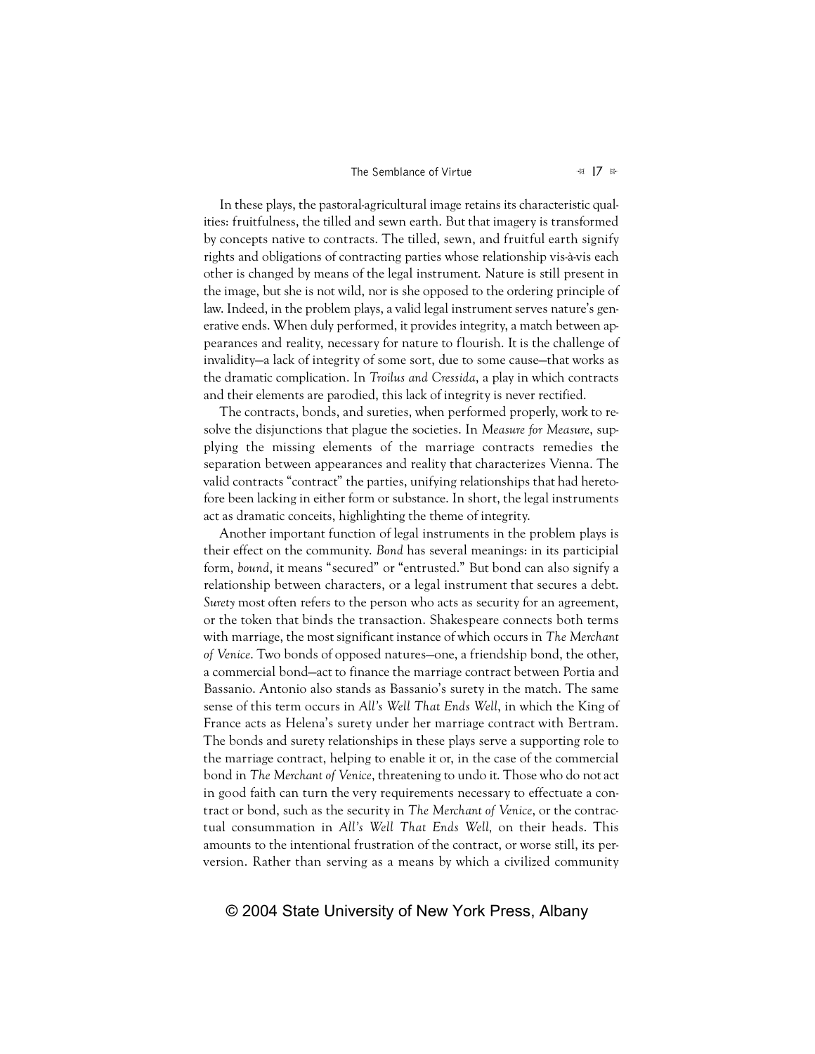In these plays, the pastoral-agricultural image retains its characteristic qualities: fruitfulness, the tilled and sewn earth. But that imagery is transformed by concepts native to contracts. The tilled, sewn, and fruitful earth signify rights and obligations of contracting parties whose relationship vis-à-vis each other is changed by means of the legal instrument. Nature is still present in the image, but she is not wild, nor is she opposed to the ordering principle of law. Indeed, in the problem plays, a valid legal instrument serves nature's generative ends. When duly performed, it provides integrity, a match between appearances and reality, necessary for nature to flourish. It is the challenge of invalidity—a lack of integrity of some sort, due to some cause—that works as the dramatic complication. In *Troilus and Cressida*, a play in which contracts and their elements are parodied, this lack of integrity is never rectified.

The contracts, bonds, and sureties, when performed properly, work to resolve the disjunctions that plague the societies. In *Measure for Measure*, supplying the missing elements of the marriage contracts remedies the separation between appearances and reality that characterizes Vienna. The valid contracts "contract" the parties, unifying relationships that had heretofore been lacking in either form or substance. In short, the legal instruments act as dramatic conceits, highlighting the theme of integrity.

Another important function of legal instruments in the problem plays is their effect on the community. *Bond* has several meanings: in its participial form, *bound*, it means "secured" or "entrusted." But bond can also signify a relationship between characters, or a legal instrument that secures a debt. *Surety* most often refers to the person who acts as security for an agreement, or the token that binds the transaction. Shakespeare connects both terms with marriage, the most significant instance of which occurs in *The Merchant of Venice*. Two bonds of opposed natures—one, a friendship bond, the other, a commercial bond—act to finance the marriage contract between Portia and Bassanio. Antonio also stands as Bassanio's surety in the match. The same sense of this term occurs in *All's Well That Ends Well*, in which the King of France acts as Helena's surety under her marriage contract with Bertram. The bonds and surety relationships in these plays serve a supporting role to the marriage contract, helping to enable it or, in the case of the commercial bond in *The Merchant of Venice*, threatening to undo it. Those who do not act in good faith can turn the very requirements necessary to effectuate a contract or bond, such as the security in *The Merchant of Venice*, or the contractual consummation in *All's Well That Ends Well,* on their heads. This amounts to the intentional frustration of the contract, or worse still, its perversion. Rather than serving as a means by which a civilized community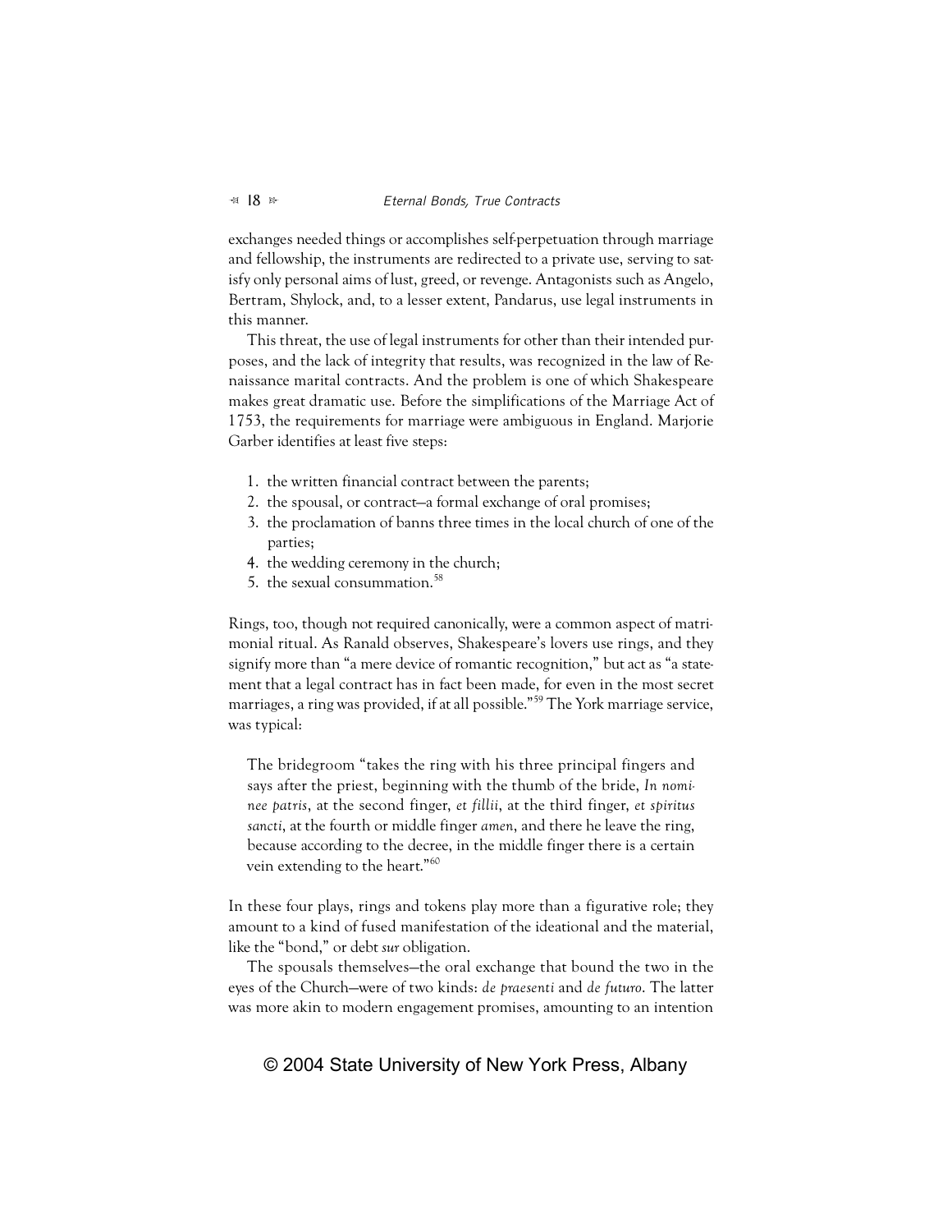exchanges needed things or accomplishes self-perpetuation through marriage and fellowship, the instruments are redirected to a private use, serving to satisfy only personal aims of lust, greed, or revenge. Antagonists such as Angelo, Bertram, Shylock, and, to a lesser extent, Pandarus, use legal instruments in this manner.

This threat, the use of legal instruments for other than their intended purposes, and the lack of integrity that results, was recognized in the law of Renaissance marital contracts. And the problem is one of which Shakespeare makes great dramatic use. Before the simplifications of the Marriage Act of 1753, the requirements for marriage were ambiguous in England. Marjorie Garber identifies at least five steps:

1. the written financial contract between the parents;
2. the spousal, or contract—a formal exchange of oral promises;
3. the proclamation of banns three times in the local church of one of the parties;
4. the wedding ceremony in the church;
5. the sexual consummation.[58]

Rings, too, though not required canonically, were a common aspect of matrimonial ritual. As Ranald observes, Shakespeare's lovers use rings, and they signify more than "a mere device of romantic recognition," but act as "a statement that a legal contract has in fact been made, for even in the most secret marriages, a ring was provided, if at all possible."[59] The York marriage service, was typical:

> The bridegroom "takes the ring with his three principal fingers and says after the priest, beginning with the thumb of the bride, *In nominee patris*, at the second finger, *et fillii*, at the third finger, *et spiritus sancti*, at the fourth or middle finger *amen*, and there he leave the ring, because according to the decree, in the middle finger there is a certain vein extending to the heart."[60]

In these four plays, rings and tokens play more than a figurative role; they amount to a kind of fused manifestation of the ideational and the material, like the "bond," or debt *sur* obligation.

The spousals themselves—the oral exchange that bound the two in the eyes of the Church—were of two kinds: *de praesenti* and *de futuro*. The latter was more akin to modern engagement promises, amounting to an intention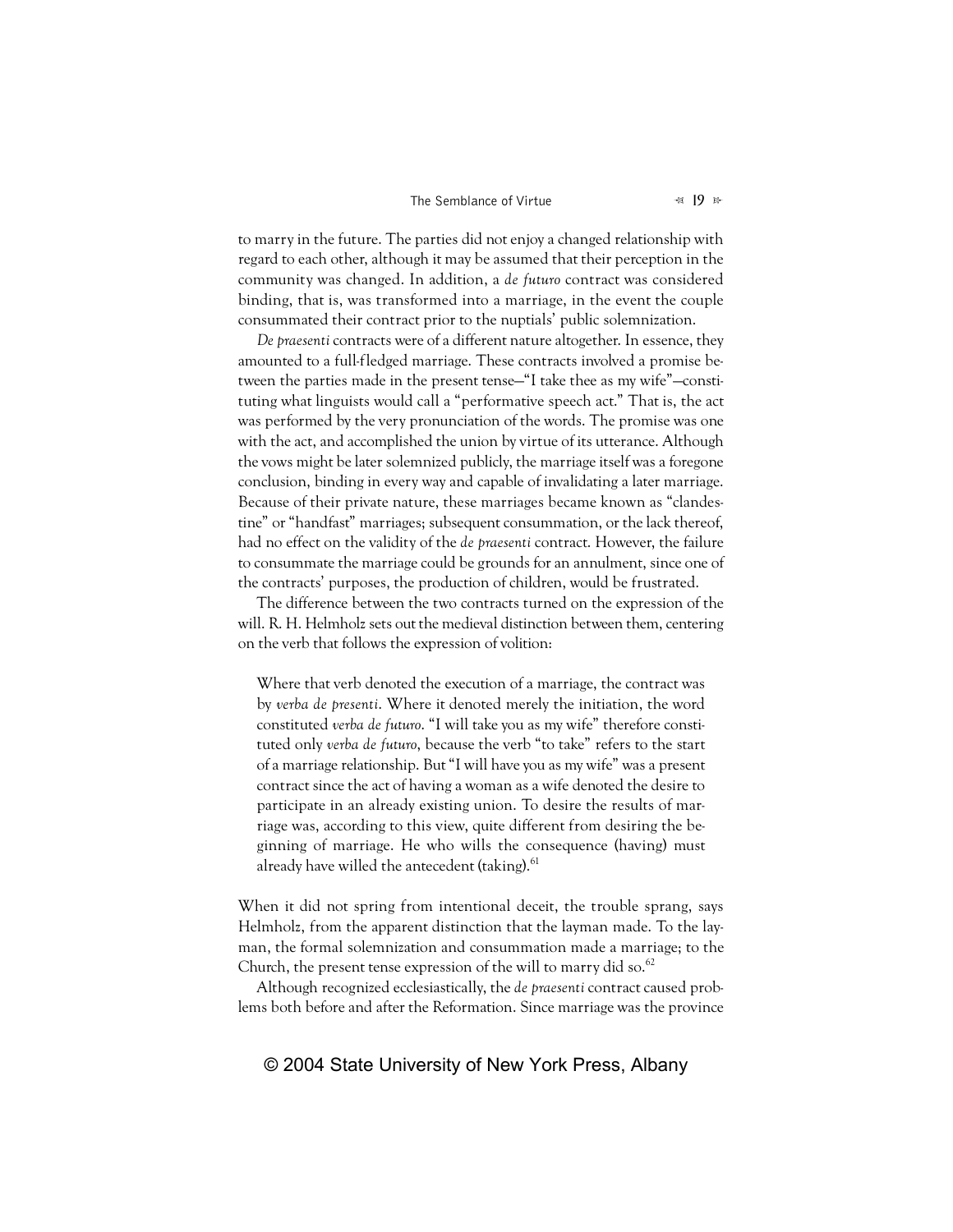to marry in the future. The parties did not enjoy a changed relationship with regard to each other, although it may be assumed that their perception in the community was changed. In addition, a *de futuro* contract was considered binding, that is, was transformed into a marriage, in the event the couple consummated their contract prior to the nuptials' public solemnization.

*De praesenti* contracts were of a different nature altogether. In essence, they amounted to a full-fledged marriage. These contracts involved a promise between the parties made in the present tense—"I take thee as my wife"—constituting what linguists would call a "performative speech act." That is, the act was performed by the very pronunciation of the words. The promise was one with the act, and accomplished the union by virtue of its utterance. Although the vows might be later solemnized publicly, the marriage itself was a foregone conclusion, binding in every way and capable of invalidating a later marriage. Because of their private nature, these marriages became known as "clandestine" or "handfast" marriages; subsequent consummation, or the lack thereof, had no effect on the validity of the *de praesenti* contract. However, the failure to consummate the marriage could be grounds for an annulment, since one of the contracts' purposes, the production of children, would be frustrated.

The difference between the two contracts turned on the expression of the will. R. H. Helmholz sets out the medieval distinction between them, centering on the verb that follows the expression of volition:

> Where that verb denoted the execution of a marriage, the contract was by *verba de presenti*. Where it denoted merely the initiation, the word constituted *verba de futuro*. "I will take you as my wife" therefore constituted only *verba de futuro*, because the verb "to take" refers to the start of a marriage relationship. But "I will have you as my wife" was a present contract since the act of having a woman as a wife denoted the desire to participate in an already existing union. To desire the results of marriage was, according to this view, quite different from desiring the beginning of marriage. He who wills the consequence (having) must already have willed the antecedent (taking).[61]

When it did not spring from intentional deceit, the trouble sprang, says Helmholz, from the apparent distinction that the layman made. To the layman, the formal solemnization and consummation made a marriage; to the Church, the present tense expression of the will to marry did so.[62]

Although recognized ecclesiastically, the *de praesenti* contract caused problems both before and after the Reformation. Since marriage was the province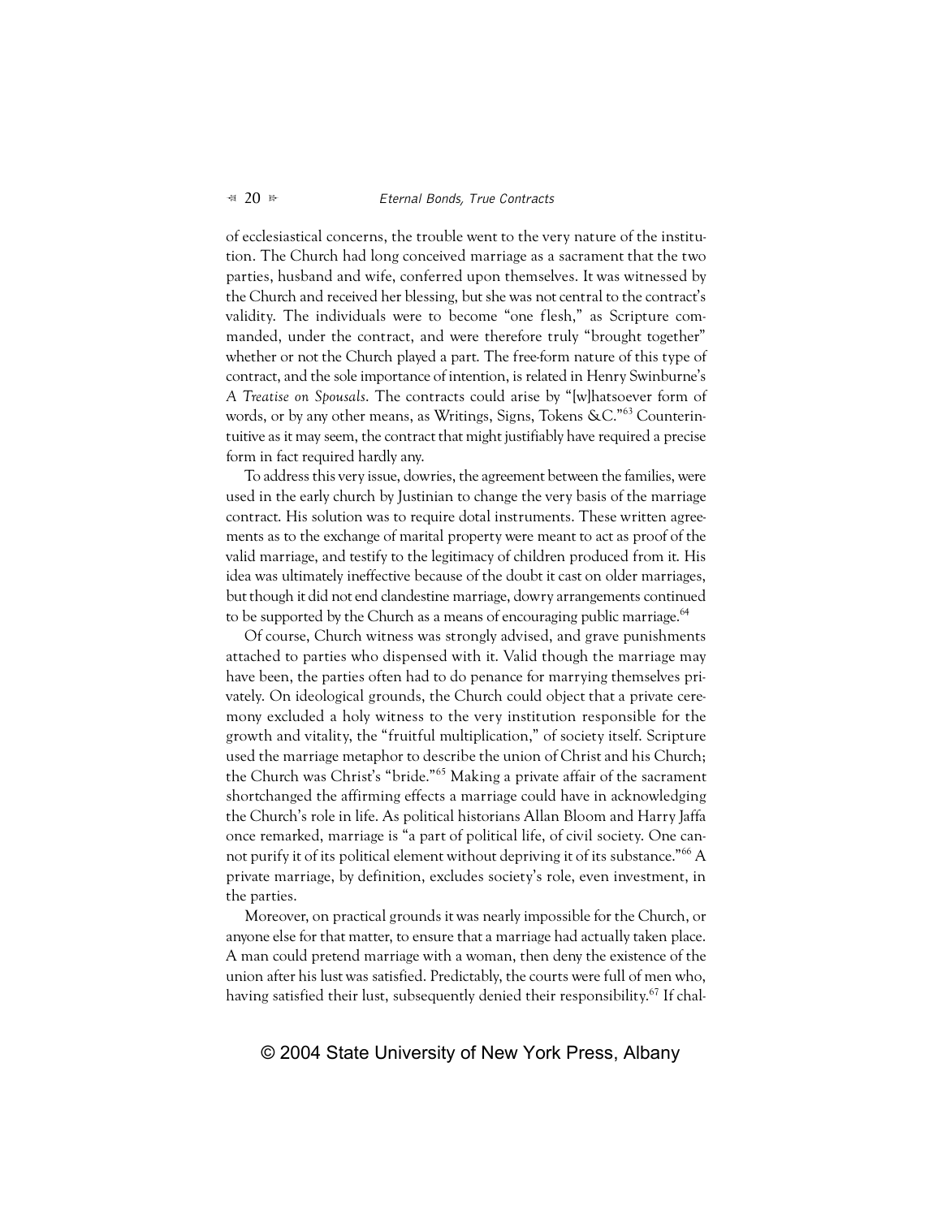of ecclesiastical concerns, the trouble went to the very nature of the institution. The Church had long conceived marriage as a sacrament that the two parties, husband and wife, conferred upon themselves. It was witnessed by the Church and received her blessing, but she was not central to the contract's validity. The individuals were to become "one flesh," as Scripture commanded, under the contract, and were therefore truly "brought together" whether or not the Church played a part. The free-form nature of this type of contract, and the sole importance of intention, is related in Henry Swinburne's *A Treatise on Spousals*. The contracts could arise by "[w]hatsoever form of words, or by any other means, as Writings, Signs, Tokens &C."[63] Counterintuitive as it may seem, the contract that might justifiably have required a precise form in fact required hardly any.

To address this very issue, dowries, the agreement between the families, were used in the early church by Justinian to change the very basis of the marriage contract. His solution was to require dotal instruments. These written agreements as to the exchange of marital property were meant to act as proof of the valid marriage, and testify to the legitimacy of children produced from it. His idea was ultimately ineffective because of the doubt it cast on older marriages, but though it did not end clandestine marriage, dowry arrangements continued to be supported by the Church as a means of encouraging public marriage.[64]

Of course, Church witness was strongly advised, and grave punishments attached to parties who dispensed with it. Valid though the marriage may have been, the parties often had to do penance for marrying themselves privately. On ideological grounds, the Church could object that a private ceremony excluded a holy witness to the very institution responsible for the growth and vitality, the "fruitful multiplication," of society itself. Scripture used the marriage metaphor to describe the union of Christ and his Church; the Church was Christ's "bride."[65] Making a private affair of the sacrament shortchanged the affirming effects a marriage could have in acknowledging the Church's role in life. As political historians Allan Bloom and Harry Jaffa once remarked, marriage is "a part of political life, of civil society. One cannot purify it of its political element without depriving it of its substance."[66] A private marriage, by definition, excludes society's role, even investment, in the parties.

Moreover, on practical grounds it was nearly impossible for the Church, or anyone else for that matter, to ensure that a marriage had actually taken place. A man could pretend marriage with a woman, then deny the existence of the union after his lust was satisfied. Predictably, the courts were full of men who, having satisfied their lust, subsequently denied their responsibility.[67] If chal-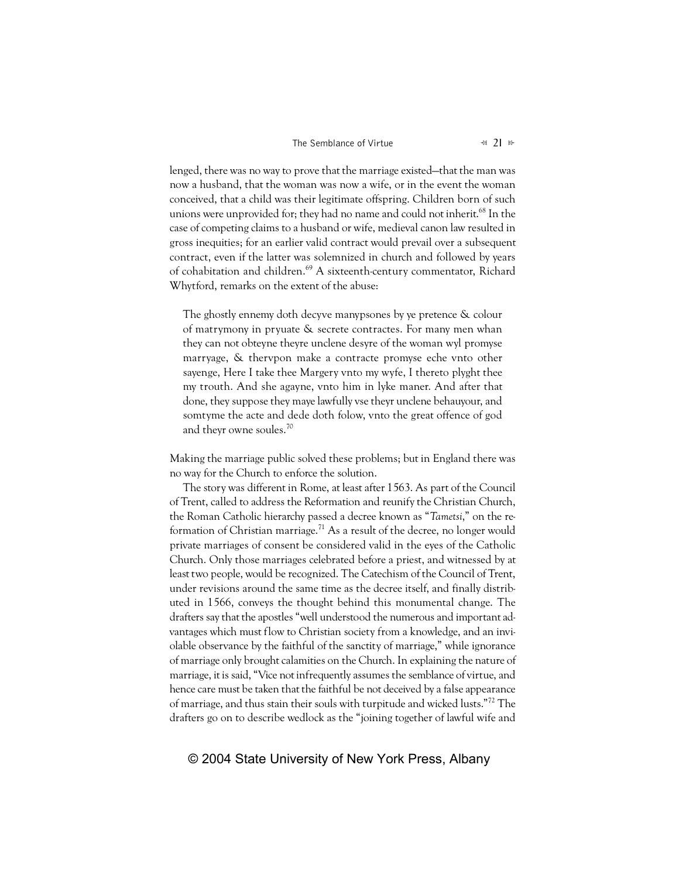lenged, there was no way to prove that the marriage existed—that the man was now a husband, that the woman was now a wife, or in the event the woman conceived, that a child was their legitimate offspring. Children born of such unions were unprovided for; they had no name and could not inherit.[68] In the case of competing claims to a husband or wife, medieval canon law resulted in gross inequities; for an earlier valid contract would prevail over a subsequent contract, even if the latter was solemnized in church and followed by years of cohabitation and children.[69] A sixteenth-century commentator, Richard Whytford, remarks on the extent of the abuse:

> The ghostly ennemy doth decyve manypsones by ye pretence & colour of matrymony in pryuate & secrete contractes. For many men whan they can not obteyne theyre unclene desyre of the woman wyl promyse marryage, & thervpon make a contracte promyse eche vnto other sayenge, Here I take thee Margery vnto my wyfe, I thereto plyght thee my trouth. And she agayne, vnto him in lyke maner. And after that done, they suppose they maye lawfully vse theyr unclene behauyour, and somtyme the acte and dede doth folow, vnto the great offence of god and theyr owne soules.[70]

Making the marriage public solved these problems; but in England there was no way for the Church to enforce the solution.

The story was different in Rome, at least after 1563. As part of the Council of Trent, called to address the Reformation and reunify the Christian Church, the Roman Catholic hierarchy passed a decree known as "*Tametsi*," on the reformation of Christian marriage.[71] As a result of the decree, no longer would private marriages of consent be considered valid in the eyes of the Catholic Church. Only those marriages celebrated before a priest, and witnessed by at least two people, would be recognized. The Catechism of the Council of Trent, under revisions around the same time as the decree itself, and finally distributed in 1566, conveys the thought behind this monumental change. The drafters say that the apostles "well understood the numerous and important advantages which must flow to Christian society from a knowledge, and an inviolable observance by the faithful of the sanctity of marriage," while ignorance of marriage only brought calamities on the Church. In explaining the nature of marriage, it is said, "Vice not infrequently assumes the semblance of virtue, and hence care must be taken that the faithful be not deceived by a false appearance of marriage, and thus stain their souls with turpitude and wicked lusts."[72] The drafters go on to describe wedlock as the "joining together of lawful wife and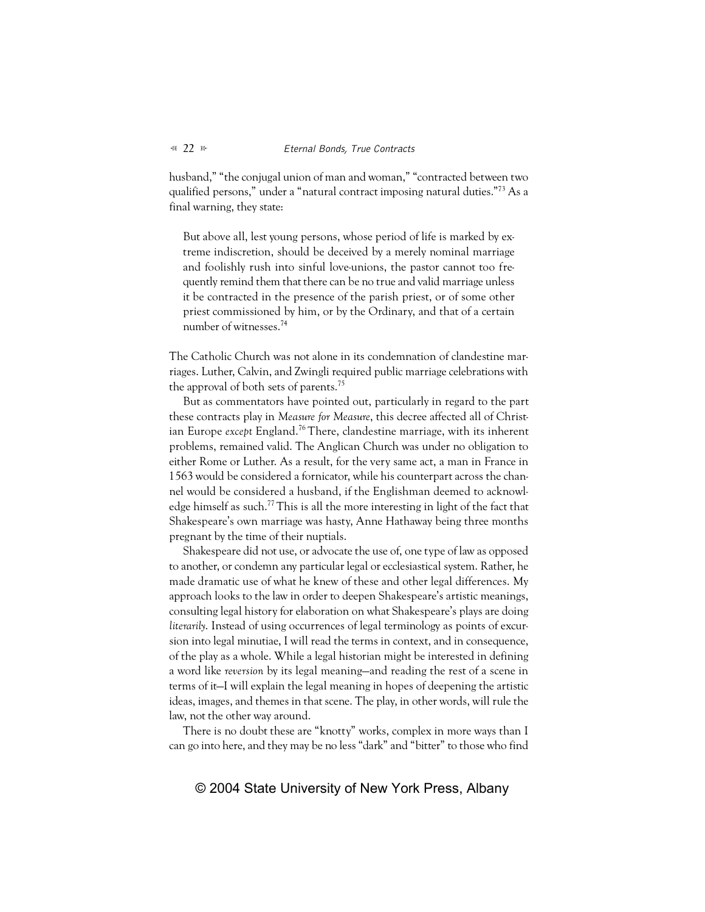husband," "the conjugal union of man and woman," "contracted between two qualified persons," under a "natural contract imposing natural duties."[73] As a final warning, they state:

> But above all, lest young persons, whose period of life is marked by extreme indiscretion, should be deceived by a merely nominal marriage and foolishly rush into sinful love-unions, the pastor cannot too frequently remind them that there can be no true and valid marriage unless it be contracted in the presence of the parish priest, or of some other priest commissioned by him, or by the Ordinary, and that of a certain number of witnesses.[74]

The Catholic Church was not alone in its condemnation of clandestine marriages. Luther, Calvin, and Zwingli required public marriage celebrations with the approval of both sets of parents.[75]

But as commentators have pointed out, particularly in regard to the part these contracts play in *Measure for Measure*, this decree affected all of Christian Europe *except* England.[76] There, clandestine marriage, with its inherent problems, remained valid. The Anglican Church was under no obligation to either Rome or Luther. As a result, for the very same act, a man in France in 1563 would be considered a fornicator, while his counterpart across the channel would be considered a husband, if the Englishman deemed to acknowledge himself as such.[77] This is all the more interesting in light of the fact that Shakespeare's own marriage was hasty, Anne Hathaway being three months pregnant by the time of their nuptials.

Shakespeare did not use, or advocate the use of, one type of law as opposed to another, or condemn any particular legal or ecclesiastical system. Rather, he made dramatic use of what he knew of these and other legal differences. My approach looks to the law in order to deepen Shakespeare's artistic meanings, consulting legal history for elaboration on what Shakespeare's plays are doing *literarily*. Instead of using occurrences of legal terminology as points of excursion into legal minutiae, I will read the terms in context, and in consequence, of the play as a whole. While a legal historian might be interested in defining a word like *reversion* by its legal meaning—and reading the rest of a scene in terms of it—I will explain the legal meaning in hopes of deepening the artistic ideas, images, and themes in that scene. The play, in other words, will rule the law, not the other way around.

There is no doubt these are "knotty" works, complex in more ways than I can go into here, and they may be no less "dark" and "bitter" to those who find

© 2004 State University of New York Press, Albany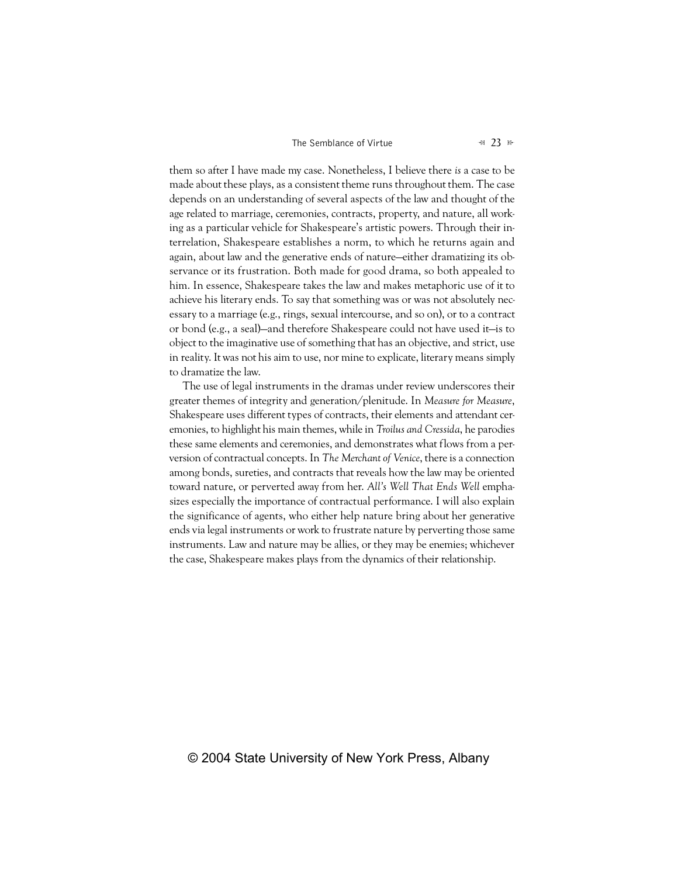them so after I have made my case. Nonetheless, I believe there *is* a case to be made about these plays, as a consistent theme runs throughout them. The case depends on an understanding of several aspects of the law and thought of the age related to marriage, ceremonies, contracts, property, and nature, all working as a particular vehicle for Shakespeare's artistic powers. Through their interrelation, Shakespeare establishes a norm, to which he returns again and again, about law and the generative ends of nature—either dramatizing its observance or its frustration. Both made for good drama, so both appealed to him. In essence, Shakespeare takes the law and makes metaphoric use of it to achieve his literary ends. To say that something was or was not absolutely necessary to a marriage (e.g., rings, sexual intercourse, and so on), or to a contract or bond (e.g., a seal)—and therefore Shakespeare could not have used it—is to object to the imaginative use of something that has an objective, and strict, use in reality. It was not his aim to use, nor mine to explicate, literary means simply to dramatize the law.

The use of legal instruments in the dramas under review underscores their greater themes of integrity and generation/plenitude. In *Measure for Measure*, Shakespeare uses different types of contracts, their elements and attendant ceremonies, to highlight his main themes, while in *Troilus and Cressida*, he parodies these same elements and ceremonies, and demonstrates what flows from a perversion of contractual concepts. In *The Merchant of Venice*, there is a connection among bonds, sureties, and contracts that reveals how the law may be oriented toward nature, or perverted away from her. *All's Well That Ends Well* emphasizes especially the importance of contractual performance. I will also explain the significance of agents, who either help nature bring about her generative ends via legal instruments or work to frustrate nature by perverting those same instruments. Law and nature may be allies, or they may be enemies; whichever the case, Shakespeare makes plays from the dynamics of their relationship.

© 2004 State University of New York Press, Albany